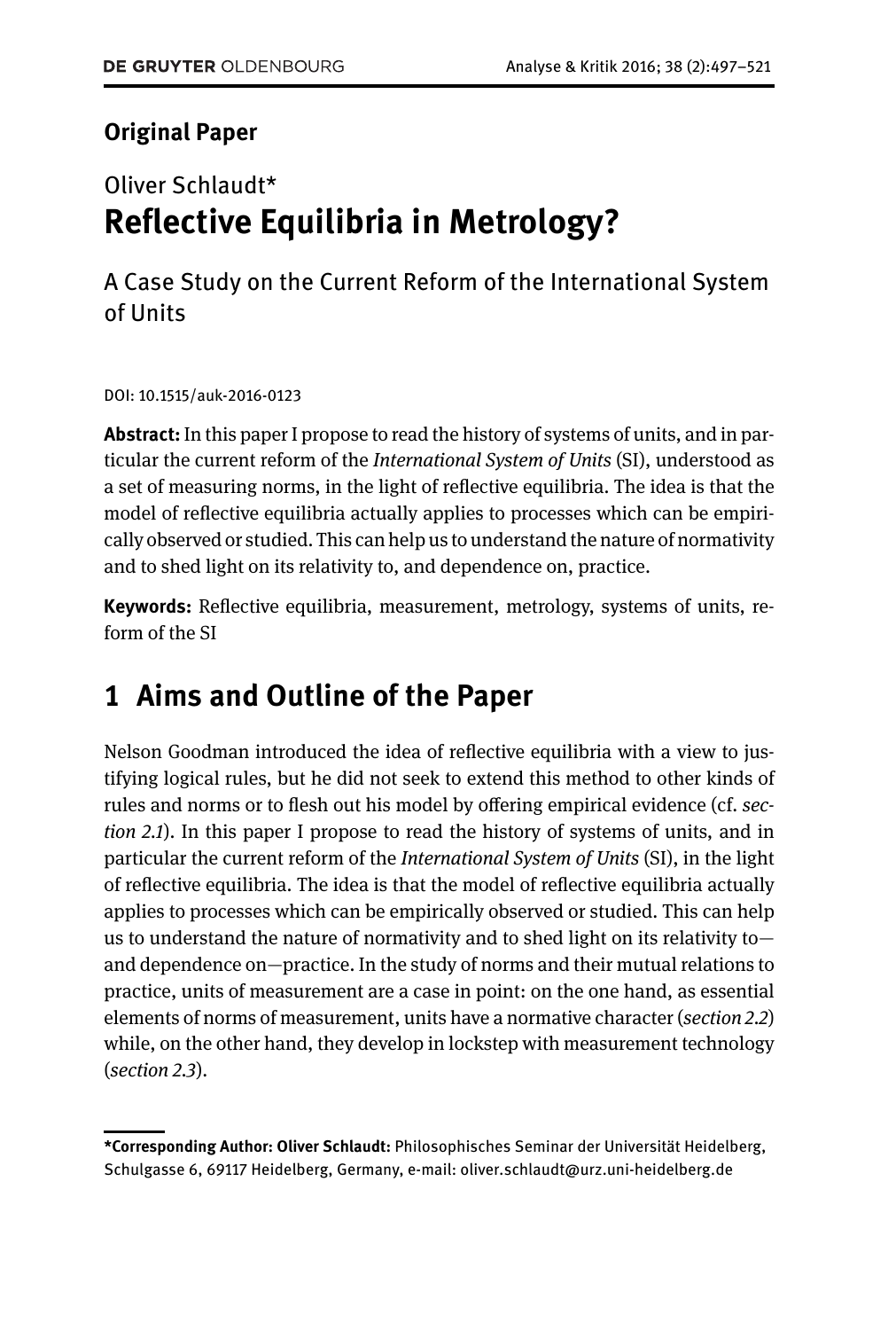**Original Paper**

Oliver Schlaudt*

# Reflective Equilibria in Metrology?

A Case Study on the Current Reform of the International System of Units

DOI: 10.1515/auk-2016-0123

**Abstract:** In this paper I propose to read the history of systems of units, and in particular the current reform of the *International System of Units* (SI), understood as a set of measuring norms, in the light of reflective equilibria. The idea is that the model of reflective equilibria actually applies to processes which can be empirically observed or studied. This can help us to understand the nature of normativity and to shed light on its relativity to, and dependence on, practice.

**Keywords:** Reflective equilibria, measurement, metrology, systems of units, reform of the SI

## 1 Aims and Outline of the Paper

Nelson Goodman introduced the idea of reflective equilibria with a view to justifying logical rules, but he did not seek to extend this method to other kinds of rules and norms or to flesh out his model by offering empirical evidence (cf. *section 2.1*). In this paper I propose to read the history of systems of units, and in particular the current reform of the *International System of Units* (SI), in the light of reflective equilibria. The idea is that the model of reflective equilibria actually applies to processes which can be empirically observed or studied. This can help us to understand the nature of normativity and to shed light on its relativity to—and dependence on—practice. In the study of norms and their mutual relations to practice, units of measurement are a case in point: on the one hand, as essential elements of norms of measurement, units have a normative character (*section 2.2*) while, on the other hand, they develop in lockstep with measurement technology (*section 2.3*).

---

***Corresponding Author: Oliver Schlaudt:** Philosophisches Seminar der Universität Heidelberg, Schulgasse 6, 69117 Heidelberg, Germany, e-mail: oliver.schlaudt@urz.uni-heidelberg.de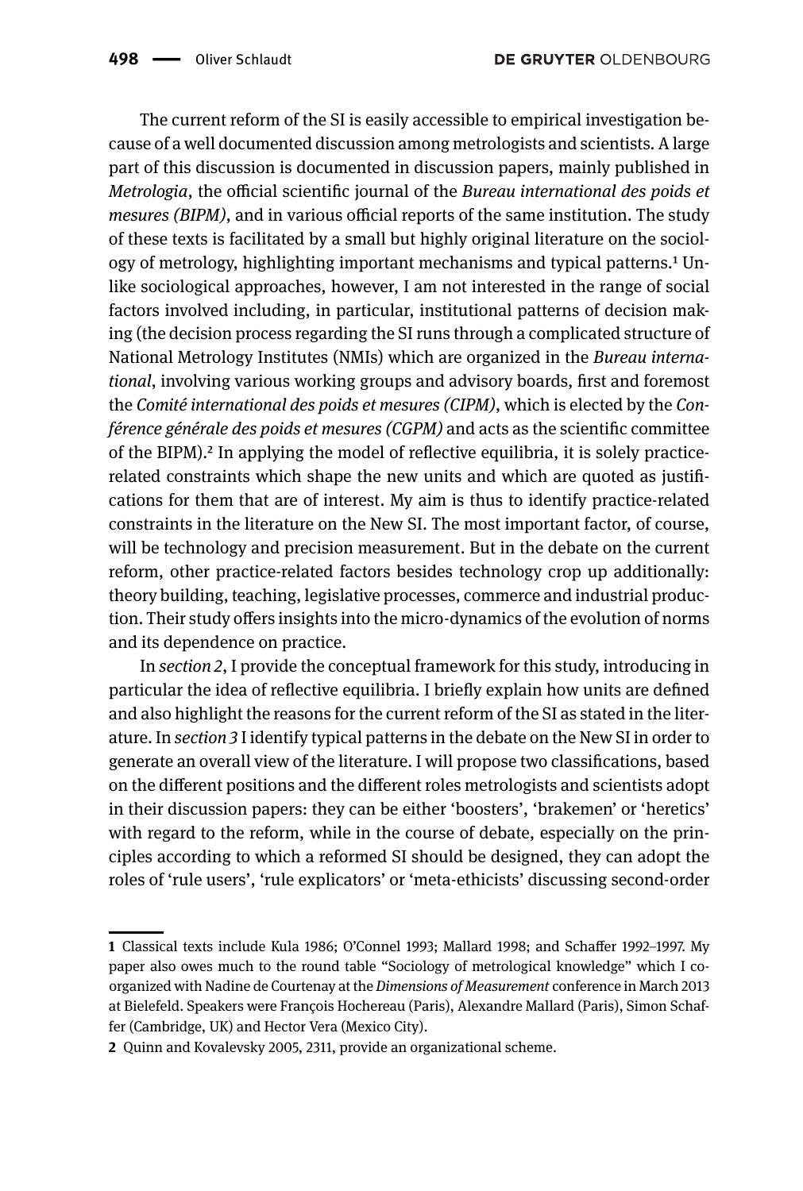The current reform of the SI is easily accessible to empirical investigation because of a well documented discussion among metrologists and scientists. A large part of this discussion is documented in discussion papers, mainly published in *Metrologia*, the official scientific journal of the *Bureau international des poids et mesures (BIPM)*, and in various official reports of the same institution. The study of these texts is facilitated by a small but highly original literature on the sociology of metrology, highlighting important mechanisms and typical patterns.[1] Unlike sociological approaches, however, I am not interested in the range of social factors involved including, in particular, institutional patterns of decision making (the decision process regarding the SI runs through a complicated structure of National Metrology Institutes (NMIs) which are organized in the *Bureau international*, involving various working groups and advisory boards, first and foremost the *Comité international des poids et mesures (CIPM)*, which is elected by the *Conférence générale des poids et mesures (CGPM)* and acts as the scientific committee of the BIPM).[2] In applying the model of reflective equilibria, it is solely practice-related constraints which shape the new units and which are quoted as justifications for them that are of interest. My aim is thus to identify practice-related constraints in the literature on the New SI. The most important factor, of course, will be technology and precision measurement. But in the debate on the current reform, other practice-related factors besides technology crop up additionally: theory building, teaching, legislative processes, commerce and industrial production. Their study offers insights into the micro-dynamics of the evolution of norms and its dependence on practice.

In *section 2*, I provide the conceptual framework for this study, introducing in particular the idea of reflective equilibria. I briefly explain how units are defined and also highlight the reasons for the current reform of the SI as stated in the literature. In *section 3* I identify typical patterns in the debate on the New SI in order to generate an overall view of the literature. I will propose two classifications, based on the different positions and the different roles metrologists and scientists adopt in their discussion papers: they can be either 'boosters', 'brakemen' or 'heretics' with regard to the reform, while in the course of debate, especially on the principles according to which a reformed SI should be designed, they can adopt the roles of 'rule users', 'rule explicators' or 'meta-ethicists' discussing second-order

---

1 Classical texts include Kula 1986; O'Connel 1993; Mallard 1998; and Schaffer 1992–1997. My paper also owes much to the round table "Sociology of metrological knowledge" which I co-organized with Nadine de Courtenay at the *Dimensions of Measurement* conference in March 2013 at Bielefeld. Speakers were François Hochereau (Paris), Alexandre Mallard (Paris), Simon Schaffer (Cambridge, UK) and Hector Vera (Mexico City).

2 Quinn and Kovalevsky 2005, 2311, provide an organizational scheme.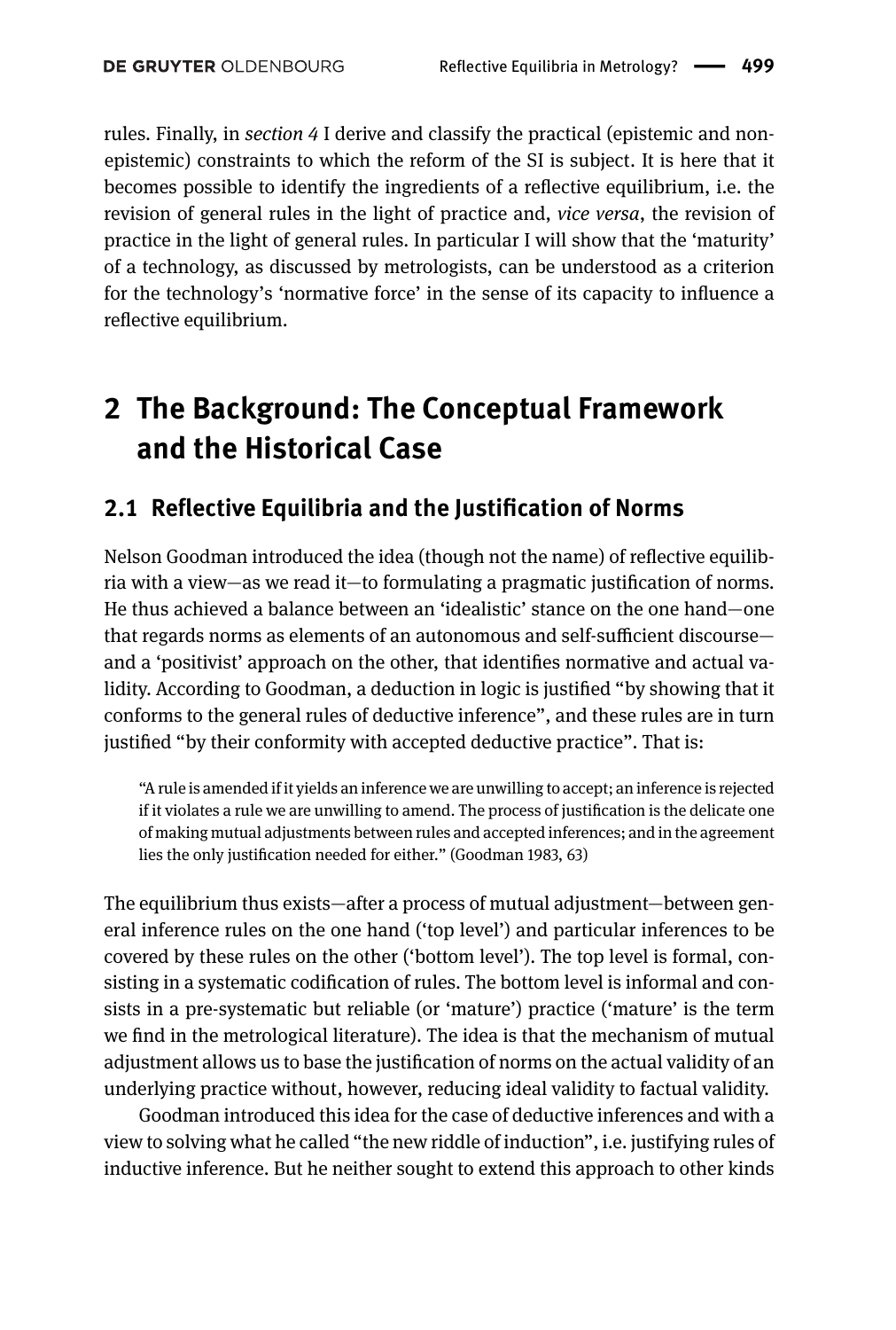rules. Finally, in *section 4* I derive and classify the practical (epistemic and non-epistemic) constraints to which the reform of the SI is subject. It is here that it becomes possible to identify the ingredients of a reflective equilibrium, i.e. the revision of general rules in the light of practice and, *vice versa*, the revision of practice in the light of general rules. In particular I will show that the 'maturity' of a technology, as discussed by metrologists, can be understood as a criterion for the technology's 'normative force' in the sense of its capacity to influence a reflective equilibrium.

## 2 The Background: The Conceptual Framework and the Historical Case

### 2.1 Reflective Equilibria and the Justification of Norms

Nelson Goodman introduced the idea (though not the name) of reflective equilibria with a view—as we read it—to formulating a pragmatic justification of norms. He thus achieved a balance between an 'idealistic' stance on the one hand—one that regards norms as elements of an autonomous and self-sufficient discourse—and a 'positivist' approach on the other, that identifies normative and actual validity. According to Goodman, a deduction in logic is justified "by showing that it conforms to the general rules of deductive inference", and these rules are in turn justified "by their conformity with accepted deductive practice". That is:

> "A rule is amended if it yields an inference we are unwilling to accept; an inference is rejected if it violates a rule we are unwilling to amend. The process of justification is the delicate one of making mutual adjustments between rules and accepted inferences; and in the agreement lies the only justification needed for either." (Goodman 1983, 63)

The equilibrium thus exists—after a process of mutual adjustment—between general inference rules on the one hand ('top level') and particular inferences to be covered by these rules on the other ('bottom level'). The top level is formal, consisting in a systematic codification of rules. The bottom level is informal and consists in a pre-systematic but reliable (or 'mature') practice ('mature' is the term we find in the metrological literature). The idea is that the mechanism of mutual adjustment allows us to base the justification of norms on the actual validity of an underlying practice without, however, reducing ideal validity to factual validity.

Goodman introduced this idea for the case of deductive inferences and with a view to solving what he called "the new riddle of induction", i.e. justifying rules of inductive inference. But he neither sought to extend this approach to other kinds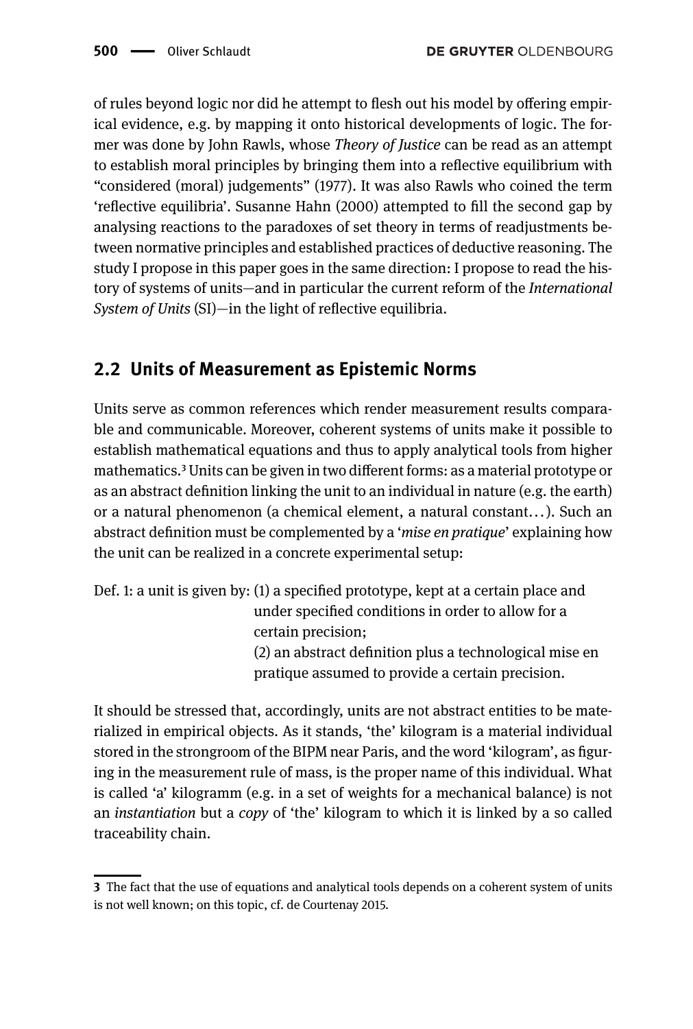of rules beyond logic nor did he attempt to flesh out his model by offering empirical evidence, e.g. by mapping it onto historical developments of logic. The former was done by John Rawls, whose *Theory of Justice* can be read as an attempt to establish moral principles by bringing them into a reflective equilibrium with "considered (moral) judgements" (1977). It was also Rawls who coined the term 'reflective equilibria'. Susanne Hahn (2000) attempted to fill the second gap by analysing reactions to the paradoxes of set theory in terms of readjustments between normative principles and established practices of deductive reasoning. The study I propose in this paper goes in the same direction: I propose to read the history of systems of units—and in particular the current reform of the *International System of Units* (SI)—in the light of reflective equilibria.

## 2.2 Units of Measurement as Epistemic Norms

Units serve as common references which render measurement results comparable and communicable. Moreover, coherent systems of units make it possible to establish mathematical equations and thus to apply analytical tools from higher mathematics.[3] Units can be given in two different forms: as a material prototype or as an abstract definition linking the unit to an individual in nature (e.g. the earth) or a natural phenomenon (a chemical element, a natural constant…). Such an abstract definition must be complemented by a '*mise en pratique*' explaining how the unit can be realized in a concrete experimental setup:

Def. 1: a unit is given by: (1) a specified prototype, kept at a certain place and under specified conditions in order to allow for a certain precision;
(2) an abstract definition plus a technological mise en pratique assumed to provide a certain precision.

It should be stressed that, accordingly, units are not abstract entities to be materialized in empirical objects. As it stands, 'the' kilogram is a material individual stored in the strongroom of the BIPM near Paris, and the word 'kilogram', as figuring in the measurement rule of mass, is the proper name of this individual. What is called 'a' kilogramm (e.g. in a set of weights for a mechanical balance) is not an *instantiation* but a *copy* of 'the' kilogram to which it is linked by a so called traceability chain.

---

**3** The fact that the use of equations and analytical tools depends on a coherent system of units is not well known; on this topic, cf. de Courtenay 2015.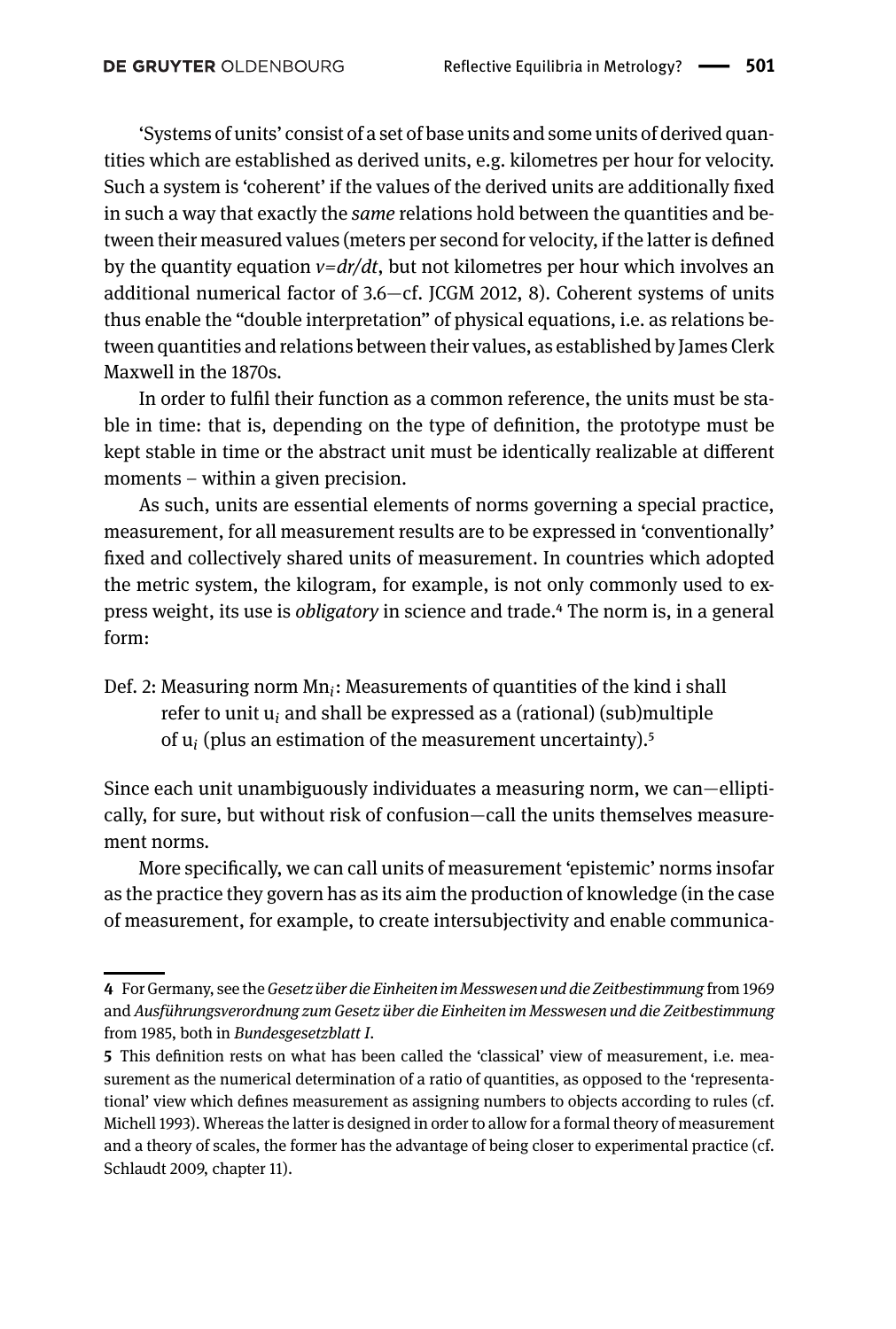'Systems of units' consist of a set of base units and some units of derived quantities which are established as derived units, e.g. kilometres per hour for velocity. Such a system is 'coherent' if the values of the derived units are additionally fixed in such a way that exactly the *same* relations hold between the quantities and between their measured values (meters per second for velocity, if the latter is defined by the quantity equation $v=dr/dt$, but not kilometres per hour which involves an additional numerical factor of 3.6—cf. JCGM 2012, 8). Coherent systems of units thus enable the "double interpretation" of physical equations, i.e. as relations between quantities and relations between their values, as established by James Clerk Maxwell in the 1870s.

In order to fulfil their function as a common reference, the units must be stable in time: that is, depending on the type of definition, the prototype must be kept stable in time or the abstract unit must be identically realizable at different moments – within a given precision.

As such, units are essential elements of norms governing a special practice, measurement, for all measurement results are to be expressed in 'conventionally' fixed and collectively shared units of measurement. In countries which adopted the metric system, the kilogram, for example, is not only commonly used to express weight, its use is *obligatory* in science and trade.[4] The norm is, in a general form:

Def. 2: Measuring norm $Mn_i$: Measurements of quantities of the kind i shall refer to unit $u_i$ and shall be expressed as a (rational) (sub)multiple of $u_i$ (plus an estimation of the measurement uncertainty).[5]

Since each unit unambiguously individuates a measuring norm, we can—elliptically, for sure, but without risk of confusion—call the units themselves measurement norms.

More specifically, we can call units of measurement 'epistemic' norms insofar as the practice they govern has as its aim the production of knowledge (in the case of measurement, for example, to create intersubjectivity and enable communica-

---

**4** For Germany, see the *Gesetz über die Einheiten im Messwesen und die Zeitbestimmung* from 1969 and *Ausführungsverordnung zum Gesetz über die Einheiten im Messwesen und die Zeitbestimmung* from 1985, both in *Bundesgesetzblatt I*.

**5** This definition rests on what has been called the 'classical' view of measurement, i.e. measurement as the numerical determination of a ratio of quantities, as opposed to the 'representational' view which defines measurement as assigning numbers to objects according to rules (cf. Michell 1993). Whereas the latter is designed in order to allow for a formal theory of measurement and a theory of scales, the former has the advantage of being closer to experimental practice (cf. Schlaudt 2009, chapter 11).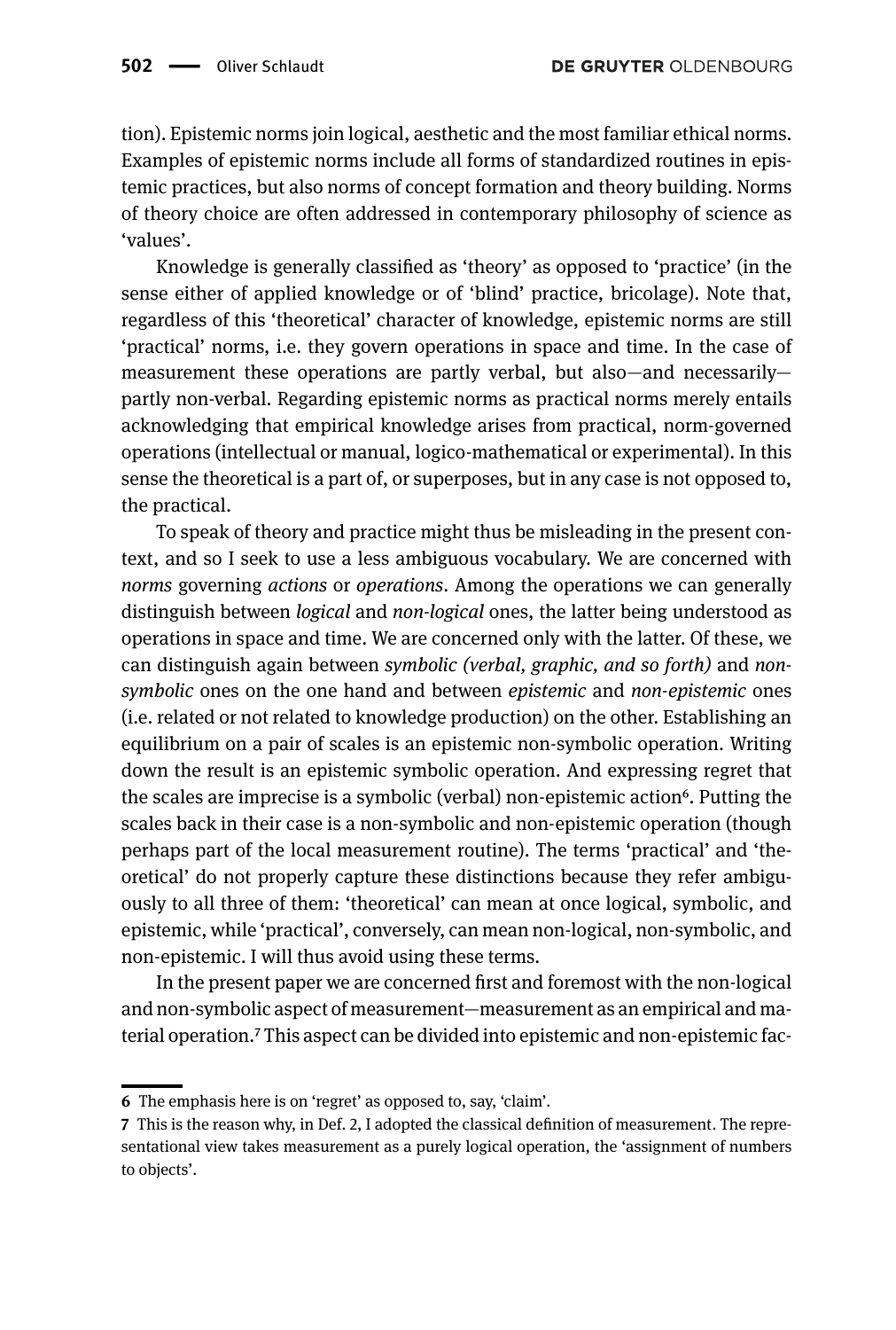tion). Epistemic norms join logical, aesthetic and the most familiar ethical norms. Examples of epistemic norms include all forms of standardized routines in epistemic practices, but also norms of concept formation and theory building. Norms of theory choice are often addressed in contemporary philosophy of science as 'values'.

Knowledge is generally classified as 'theory' as opposed to 'practice' (in the sense either of applied knowledge or of 'blind' practice, bricolage). Note that, regardless of this 'theoretical' character of knowledge, epistemic norms are still 'practical' norms, i.e. they govern operations in space and time. In the case of measurement these operations are partly verbal, but also—and necessarily—partly non-verbal. Regarding epistemic norms as practical norms merely entails acknowledging that empirical knowledge arises from practical, norm-governed operations (intellectual or manual, logico-mathematical or experimental). In this sense the theoretical is a part of, or superposes, but in any case is not opposed to, the practical.

To speak of theory and practice might thus be misleading in the present context, and so I seek to use a less ambiguous vocabulary. We are concerned with *norms* governing *actions* or *operations*. Among the operations we can generally distinguish between *logical* and *non-logical* ones, the latter being understood as operations in space and time. We are concerned only with the latter. Of these, we can distinguish again between *symbolic (verbal, graphic, and so forth)* and *non-symbolic* ones on the one hand and between *epistemic* and *non-epistemic* ones (i.e. related or not related to knowledge production) on the other. Establishing an equilibrium on a pair of scales is an epistemic non-symbolic operation. Writing down the result is an epistemic symbolic operation. And expressing regret that the scales are imprecise is a symbolic (verbal) non-epistemic action[6]. Putting the scales back in their case is a non-symbolic and non-epistemic operation (though perhaps part of the local measurement routine). The terms 'practical' and 'theoretical' do not properly capture these distinctions because they refer ambiguously to all three of them: 'theoretical' can mean at once logical, symbolic, and epistemic, while 'practical', conversely, can mean non-logical, non-symbolic, and non-epistemic. I will thus avoid using these terms.

In the present paper we are concerned first and foremost with the non-logical and non-symbolic aspect of measurement—measurement as an empirical and material operation.[7] This aspect can be divided into epistemic and non-epistemic fac-

---

**6** The emphasis here is on 'regret' as opposed to, say, 'claim'.

**7** This is the reason why, in Def. 2, I adopted the classical definition of measurement. The representational view takes measurement as a purely logical operation, the 'assignment of numbers to objects'.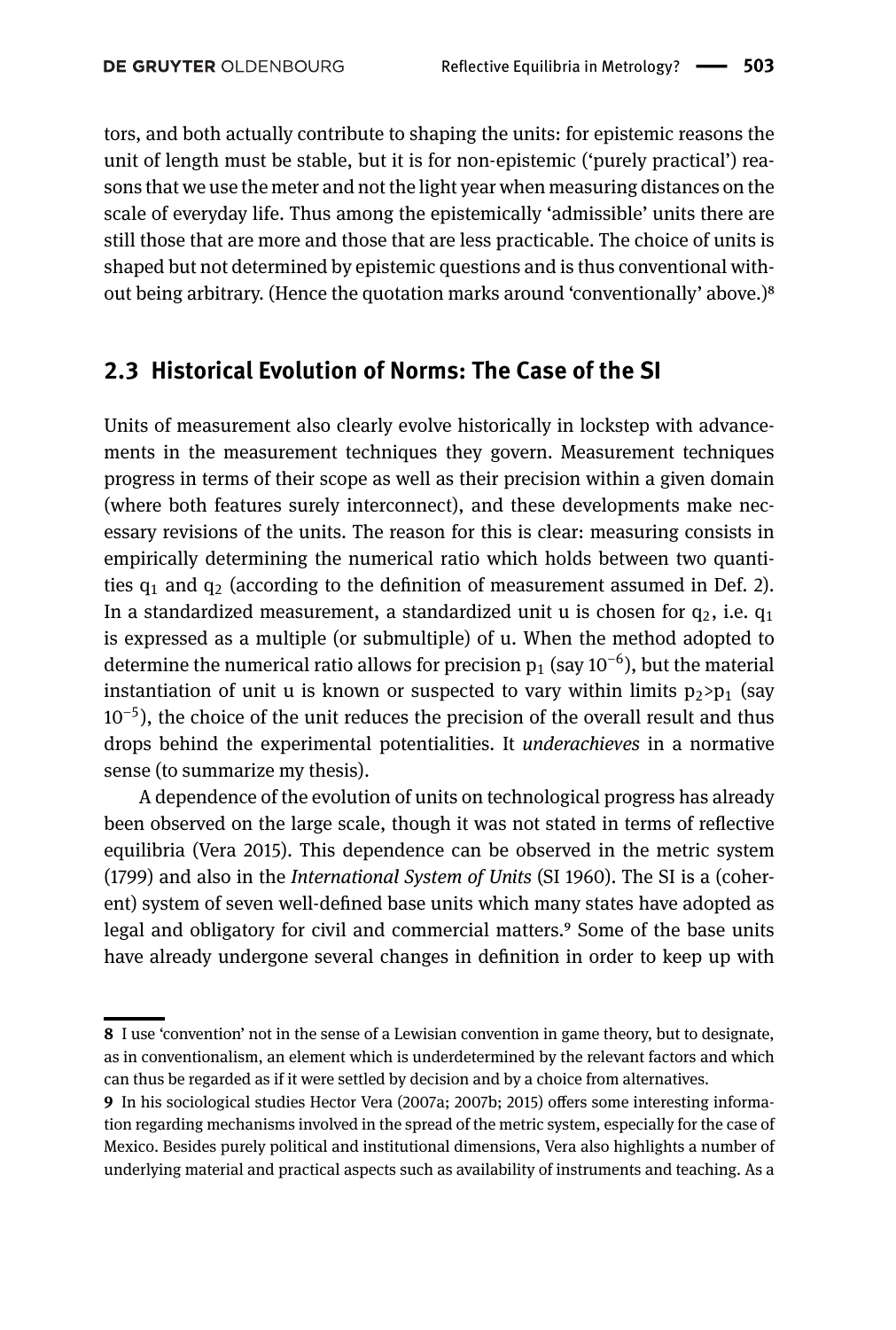tors, and both actually contribute to shaping the units: for epistemic reasons the unit of length must be stable, but it is for non-epistemic ('purely practical') reasons that we use the meter and not the light year when measuring distances on the scale of everyday life. Thus among the epistemically 'admissible' units there are still those that are more and those that are less practicable. The choice of units is shaped but not determined by epistemic questions and is thus conventional without being arbitrary. (Hence the quotation marks around 'conventionally' above.)[8]

## 2.3 Historical Evolution of Norms: The Case of the SI

Units of measurement also clearly evolve historically in lockstep with advancements in the measurement techniques they govern. Measurement techniques progress in terms of their scope as well as their precision within a given domain (where both features surely interconnect), and these developments make necessary revisions of the units. The reason for this is clear: measuring consists in empirically determining the numerical ratio which holds between two quantities $q_1$ and $q_2$ (according to the definition of measurement assumed in Def. 2). In a standardized measurement, a standardized unit u is chosen for $q_2$, i.e. $q_1$ is expressed as a multiple (or submultiple) of u. When the method adopted to determine the numerical ratio allows for precision $p_1$ (say $10^{-6}$), but the material instantiation of unit u is known or suspected to vary within limits $p_2>p_1$ (say $10^{-5}$), the choice of the unit reduces the precision of the overall result and thus drops behind the experimental potentialities. It *underachieves* in a normative sense (to summarize my thesis).

A dependence of the evolution of units on technological progress has already been observed on the large scale, though it was not stated in terms of reflective equilibria (Vera 2015). This dependence can be observed in the metric system (1799) and also in the *International System of Units* (SI 1960). The SI is a (coherent) system of seven well-defined base units which many states have adopted as legal and obligatory for civil and commercial matters.[9] Some of the base units have already undergone several changes in definition in order to keep up with

---

**8** I use 'convention' not in the sense of a Lewisian convention in game theory, but to designate, as in conventionalism, an element which is underdetermined by the relevant factors and which can thus be regarded as if it were settled by decision and by a choice from alternatives.

**9** In his sociological studies Hector Vera (2007a; 2007b; 2015) offers some interesting information regarding mechanisms involved in the spread of the metric system, especially for the case of Mexico. Besides purely political and institutional dimensions, Vera also highlights a number of underlying material and practical aspects such as availability of instruments and teaching. As a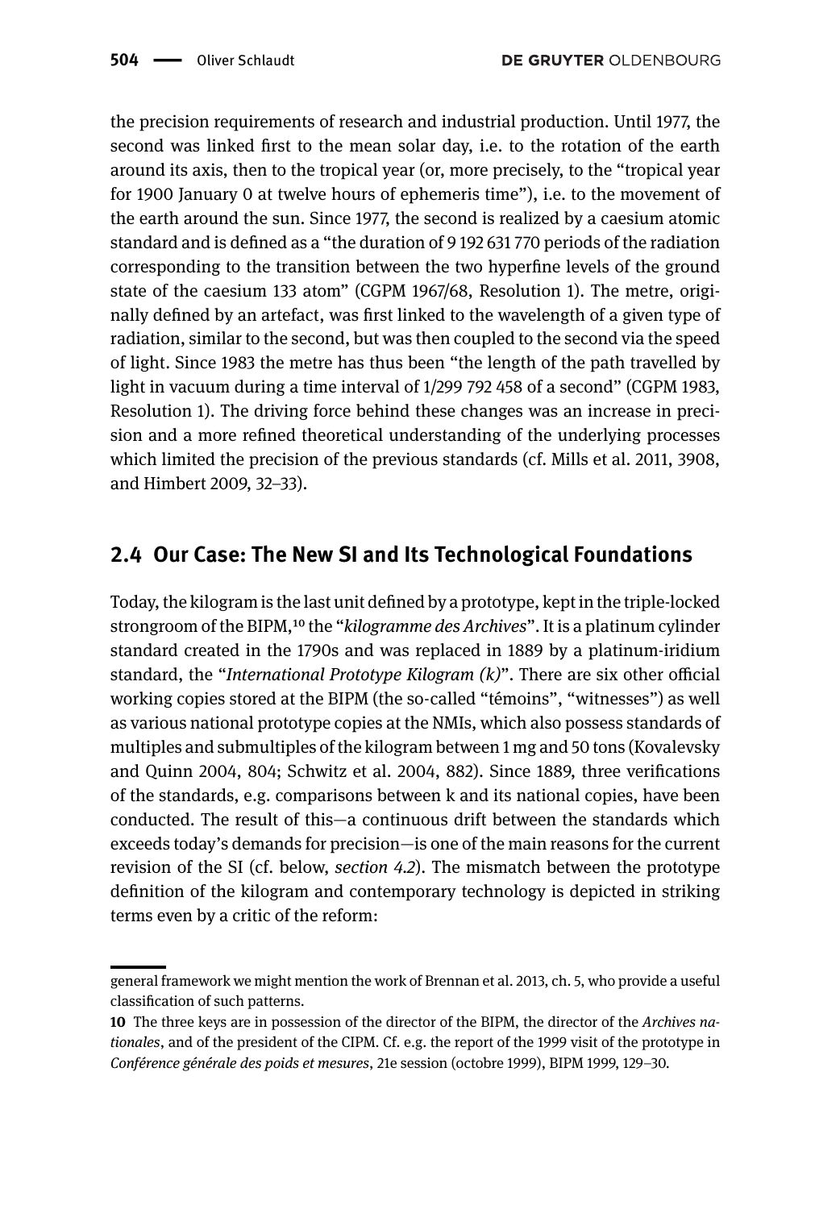the precision requirements of research and industrial production. Until 1977, the second was linked first to the mean solar day, i.e. to the rotation of the earth around its axis, then to the tropical year (or, more precisely, to the "tropical year for 1900 January 0 at twelve hours of ephemeris time"), i.e. to the movement of the earth around the sun. Since 1977, the second is realized by a caesium atomic standard and is defined as a "the duration of 9 192 631 770 periods of the radiation corresponding to the transition between the two hyperfine levels of the ground state of the caesium 133 atom" (CGPM 1967/68, Resolution 1). The metre, originally defined by an artefact, was first linked to the wavelength of a given type of radiation, similar to the second, but was then coupled to the second via the speed of light. Since 1983 the metre has thus been "the length of the path travelled by light in vacuum during a time interval of 1/299 792 458 of a second" (CGPM 1983, Resolution 1). The driving force behind these changes was an increase in precision and a more refined theoretical understanding of the underlying processes which limited the precision of the previous standards (cf. Mills et al. 2011, 3908, and Himbert 2009, 32–33).

## 2.4 Our Case: The New SI and Its Technological Foundations

Today, the kilogram is the last unit defined by a prototype, kept in the triple-locked strongroom of the BIPM,[10] the "*kilogramme des Archives*". It is a platinum cylinder standard created in the 1790s and was replaced in 1889 by a platinum-iridium standard, the "*International Prototype Kilogram (k)*". There are six other official working copies stored at the BIPM (the so-called "témoins", "witnesses") as well as various national prototype copies at the NMIs, which also possess standards of multiples and submultiples of the kilogram between 1 mg and 50 tons (Kovalevsky and Quinn 2004, 804; Schwitz et al. 2004, 882). Since 1889, three verifications of the standards, e.g. comparisons between k and its national copies, have been conducted. The result of this—a continuous drift between the standards which exceeds today's demands for precision—is one of the main reasons for the current revision of the SI (cf. below, *section 4.2*). The mismatch between the prototype definition of the kilogram and contemporary technology is depicted in striking terms even by a critic of the reform:

---

general framework we might mention the work of Brennan et al. 2013, ch. 5, who provide a useful classification of such patterns.

**10** The three keys are in possession of the director of the BIPM, the director of the *Archives nationales*, and of the president of the CIPM. Cf. e.g. the report of the 1999 visit of the prototype in *Conférence générale des poids et mesures*, 21e session (octobre 1999), BIPM 1999, 129–30.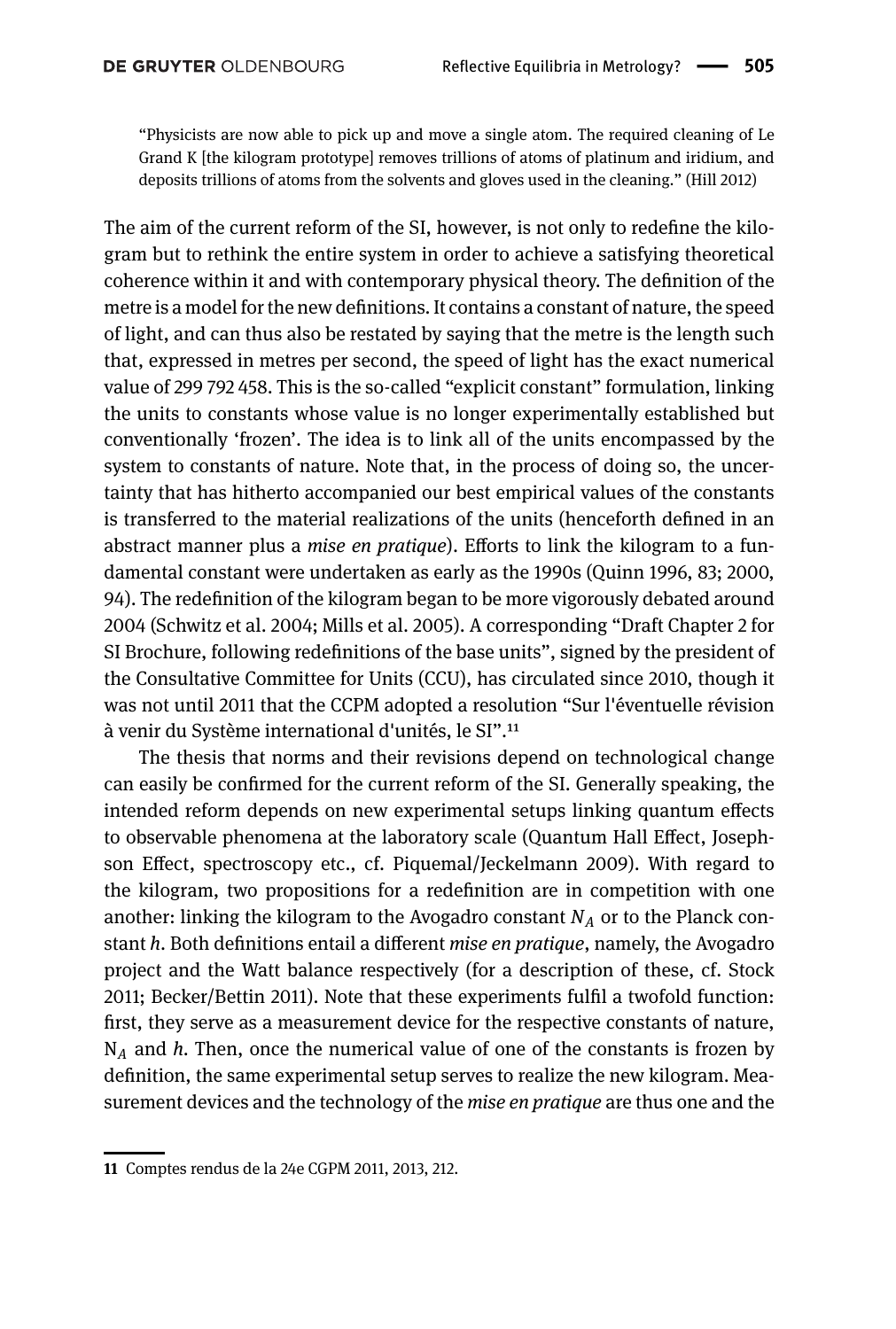> "Physicists are now able to pick up and move a single atom. The required cleaning of Le Grand K [the kilogram prototype] removes trillions of atoms of platinum and iridium, and deposits trillions of atoms from the solvents and gloves used in the cleaning." (Hill 2012)

The aim of the current reform of the SI, however, is not only to redefine the kilogram but to rethink the entire system in order to achieve a satisfying theoretical coherence within it and with contemporary physical theory. The definition of the metre is a model for the new definitions. It contains a constant of nature, the speed of light, and can thus also be restated by saying that the metre is the length such that, expressed in metres per second, the speed of light has the exact numerical value of 299 792 458. This is the so-called "explicit constant" formulation, linking the units to constants whose value is no longer experimentally established but conventionally 'frozen'. The idea is to link all of the units encompassed by the system to constants of nature. Note that, in the process of doing so, the uncertainty that has hitherto accompanied our best empirical values of the constants is transferred to the material realizations of the units (henceforth defined in an abstract manner plus a *mise en pratique*). Efforts to link the kilogram to a fundamental constant were undertaken as early as the 1990s (Quinn 1996, 83; 2000, 94). The redefinition of the kilogram began to be more vigorously debated around 2004 (Schwitz et al. 2004; Mills et al. 2005). A corresponding "Draft Chapter 2 for SI Brochure, following redefinitions of the base units", signed by the president of the Consultative Committee for Units (CCU), has circulated since 2010, though it was not until 2011 that the CCPM adopted a resolution "Sur l'éventuelle révision à venir du Système international d'unités, le SI".[11]

The thesis that norms and their revisions depend on technological change can easily be confirmed for the current reform of the SI. Generally speaking, the intended reform depends on new experimental setups linking quantum effects to observable phenomena at the laboratory scale (Quantum Hall Effect, Josephson Effect, spectroscopy etc., cf. Piquemal/Jeckelmann 2009). With regard to the kilogram, two propositions for a redefinition are in competition with one another: linking the kilogram to the Avogadro constant $N_A$ or to the Planck constant $h$. Both definitions entail a different *mise en pratique*, namely, the Avogadro project and the Watt balance respectively (for a description of these, cf. Stock 2011; Becker/Bettin 2011). Note that these experiments fulfil a twofold function: first, they serve as a measurement device for the respective constants of nature, $N_A$ and $h$. Then, once the numerical value of one of the constants is frozen by definition, the same experimental setup serves to realize the new kilogram. Measurement devices and the technology of the *mise en pratique* are thus one and the

---

11 Comptes rendus de la 24e CGPM 2011, 2013, 212.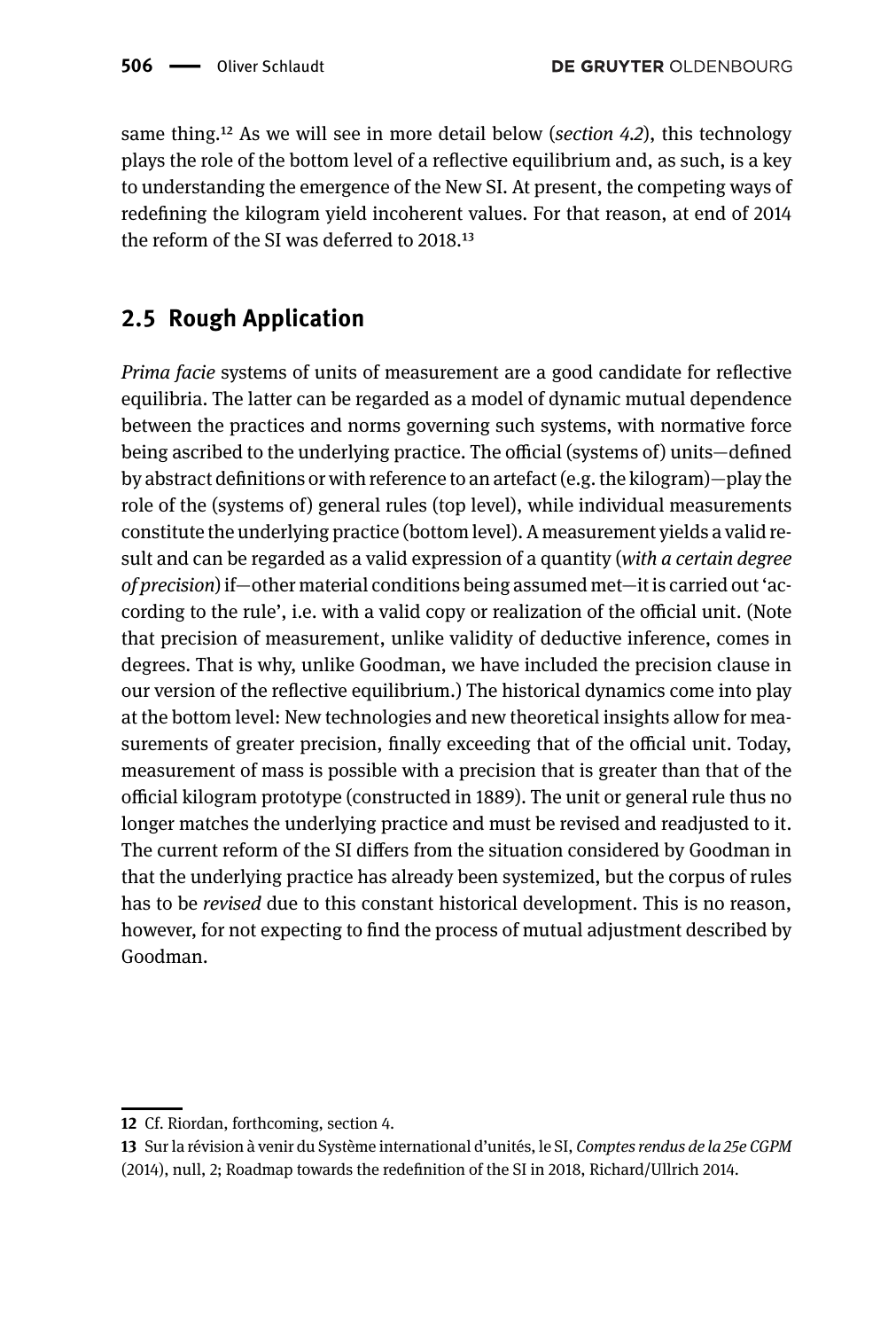same thing.[12] As we will see in more detail below (*section 4.2*), this technology plays the role of the bottom level of a reflective equilibrium and, as such, is a key to understanding the emergence of the New SI. At present, the competing ways of redefining the kilogram yield incoherent values. For that reason, at end of 2014 the reform of the SI was deferred to 2018.[13]

## 2.5 Rough Application

*Prima facie* systems of units of measurement are a good candidate for reflective equilibria. The latter can be regarded as a model of dynamic mutual dependence between the practices and norms governing such systems, with normative force being ascribed to the underlying practice. The official (systems of) units—defined by abstract definitions or with reference to an artefact (e.g. the kilogram)—play the role of the (systems of) general rules (top level), while individual measurements constitute the underlying practice (bottom level). A measurement yields a valid result and can be regarded as a valid expression of a quantity (*with a certain degree of precision*) if—other material conditions being assumed met—it is carried out 'according to the rule', i.e. with a valid copy or realization of the official unit. (Note that precision of measurement, unlike validity of deductive inference, comes in degrees. That is why, unlike Goodman, we have included the precision clause in our version of the reflective equilibrium.) The historical dynamics come into play at the bottom level: New technologies and new theoretical insights allow for measurements of greater precision, finally exceeding that of the official unit. Today, measurement of mass is possible with a precision that is greater than that of the official kilogram prototype (constructed in 1889). The unit or general rule thus no longer matches the underlying practice and must be revised and readjusted to it. The current reform of the SI differs from the situation considered by Goodman in that the underlying practice has already been systemized, but the corpus of rules has to be *revised* due to this constant historical development. This is no reason, however, for not expecting to find the process of mutual adjustment described by Goodman.

---

12 Cf. Riordan, forthcoming, section 4.

13 Sur la révision à venir du Système international d'unités, le SI, *Comptes rendus de la 25e CGPM* (2014), null, 2; Roadmap towards the redefinition of the SI in 2018, Richard/Ullrich 2014.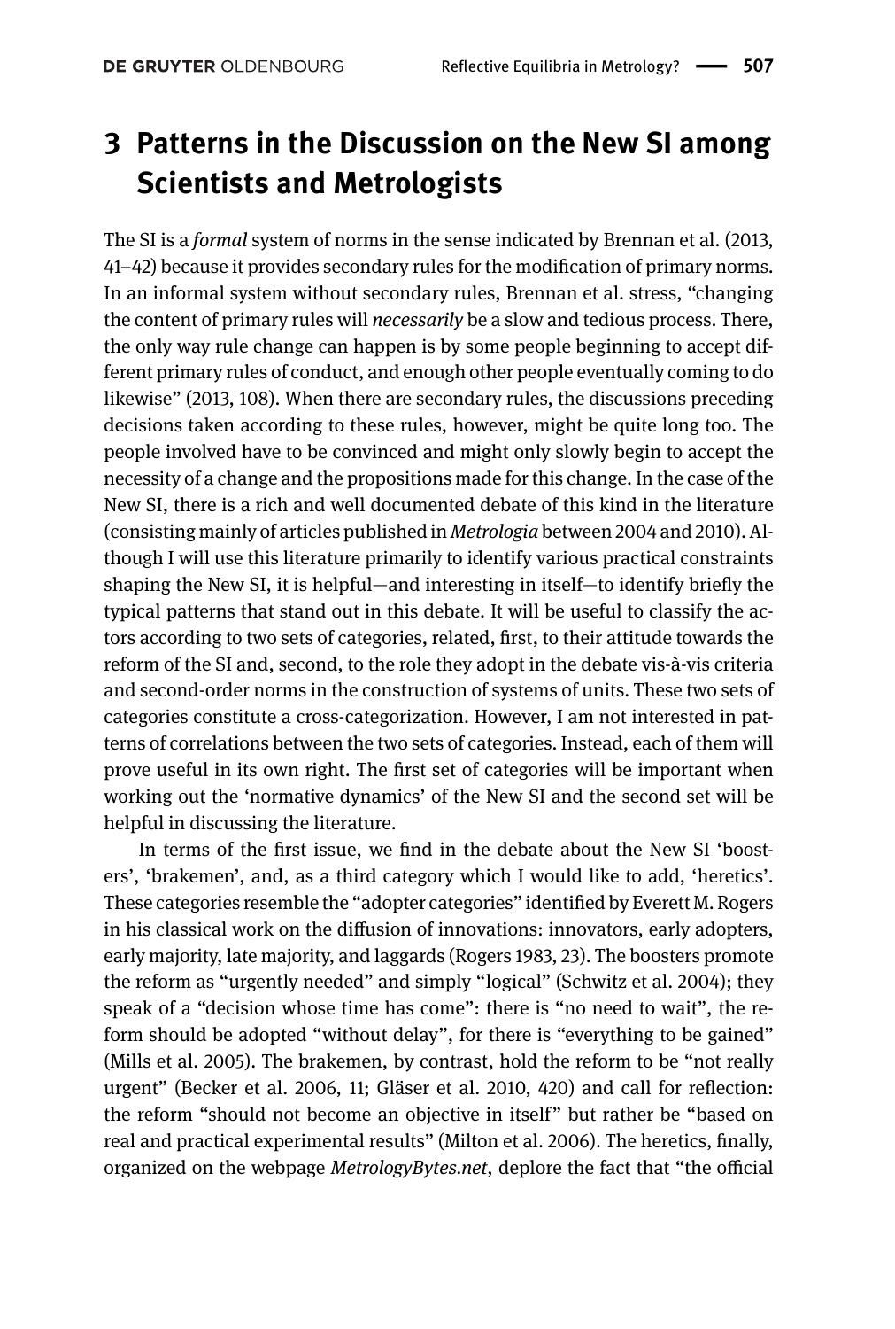## 3 Patterns in the Discussion on the New SI among Scientists and Metrologists

The SI is a *formal* system of norms in the sense indicated by Brennan et al. (2013, 41–42) because it provides secondary rules for the modification of primary norms. In an informal system without secondary rules, Brennan et al. stress, "changing the content of primary rules will *necessarily* be a slow and tedious process. There, the only way rule change can happen is by some people beginning to accept different primary rules of conduct, and enough other people eventually coming to do likewise" (2013, 108). When there are secondary rules, the discussions preceding decisions taken according to these rules, however, might be quite long too. The people involved have to be convinced and might only slowly begin to accept the necessity of a change and the propositions made for this change. In the case of the New SI, there is a rich and well documented debate of this kind in the literature (consisting mainly of articles published in *Metrologia* between 2004 and 2010). Although I will use this literature primarily to identify various practical constraints shaping the New SI, it is helpful—and interesting in itself—to identify briefly the typical patterns that stand out in this debate. It will be useful to classify the actors according to two sets of categories, related, first, to their attitude towards the reform of the SI and, second, to the role they adopt in the debate vis-à-vis criteria and second-order norms in the construction of systems of units. These two sets of categories constitute a cross-categorization. However, I am not interested in patterns of correlations between the two sets of categories. Instead, each of them will prove useful in its own right. The first set of categories will be important when working out the 'normative dynamics' of the New SI and the second set will be helpful in discussing the literature.

In terms of the first issue, we find in the debate about the New SI 'boosters', 'brakemen', and, as a third category which I would like to add, 'heretics'. These categories resemble the "adopter categories" identified by Everett M. Rogers in his classical work on the diffusion of innovations: innovators, early adopters, early majority, late majority, and laggards (Rogers 1983, 23). The boosters promote the reform as "urgently needed" and simply "logical" (Schwitz et al. 2004); they speak of a "decision whose time has come": there is "no need to wait", the reform should be adopted "without delay", for there is "everything to be gained" (Mills et al. 2005). The brakemen, by contrast, hold the reform to be "not really urgent" (Becker et al. 2006, 11; Gläser et al. 2010, 420) and call for reflection: the reform "should not become an objective in itself" but rather be "based on real and practical experimental results" (Milton et al. 2006). The heretics, finally, organized on the webpage *MetrologyBytes.net*, deplore the fact that "the official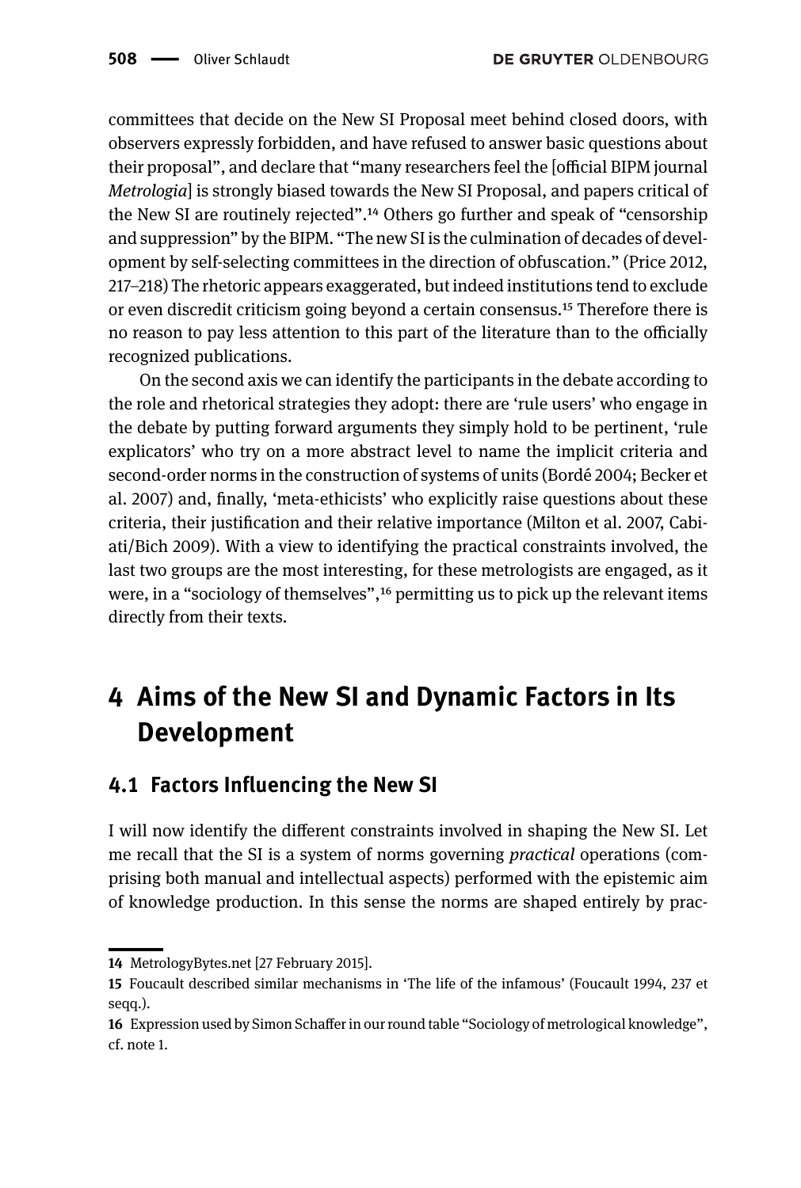committees that decide on the New SI Proposal meet behind closed doors, with observers expressly forbidden, and have refused to answer basic questions about their proposal", and declare that "many researchers feel the [official BIPM journal *Metrologia*] is strongly biased towards the New SI Proposal, and papers critical of the New SI are routinely rejected".[14] Others go further and speak of "censorship and suppression" by the BIPM. "The new SI is the culmination of decades of development by self-selecting committees in the direction of obfuscation." (Price 2012, 217–218) The rhetoric appears exaggerated, but indeed institutions tend to exclude or even discredit criticism going beyond a certain consensus.[15] Therefore there is no reason to pay less attention to this part of the literature than to the officially recognized publications.

On the second axis we can identify the participants in the debate according to the role and rhetorical strategies they adopt: there are 'rule users' who engage in the debate by putting forward arguments they simply hold to be pertinent, 'rule explicators' who try on a more abstract level to name the implicit criteria and second-order norms in the construction of systems of units (Bordé 2004; Becker et al. 2007) and, finally, 'meta-ethicists' who explicitly raise questions about these criteria, their justification and their relative importance (Milton et al. 2007, Cabiati/Bich 2009). With a view to identifying the practical constraints involved, the last two groups are the most interesting, for these metrologists are engaged, as it were, in a "sociology of themselves",[16] permitting us to pick up the relevant items directly from their texts.

## 4 Aims of the New SI and Dynamic Factors in Its Development

### 4.1 Factors Influencing the New SI

I will now identify the different constraints involved in shaping the New SI. Let me recall that the SI is a system of norms governing *practical* operations (comprising both manual and intellectual aspects) performed with the epistemic aim of knowledge production. In this sense the norms are shaped entirely by prac-

---

14 MetrologyBytes.net [27 February 2015].

15 Foucault described similar mechanisms in 'The life of the infamous' (Foucault 1994, 237 et seqq.).

16 Expression used by Simon Schaffer in our round table "Sociology of metrological knowledge", cf. note 1.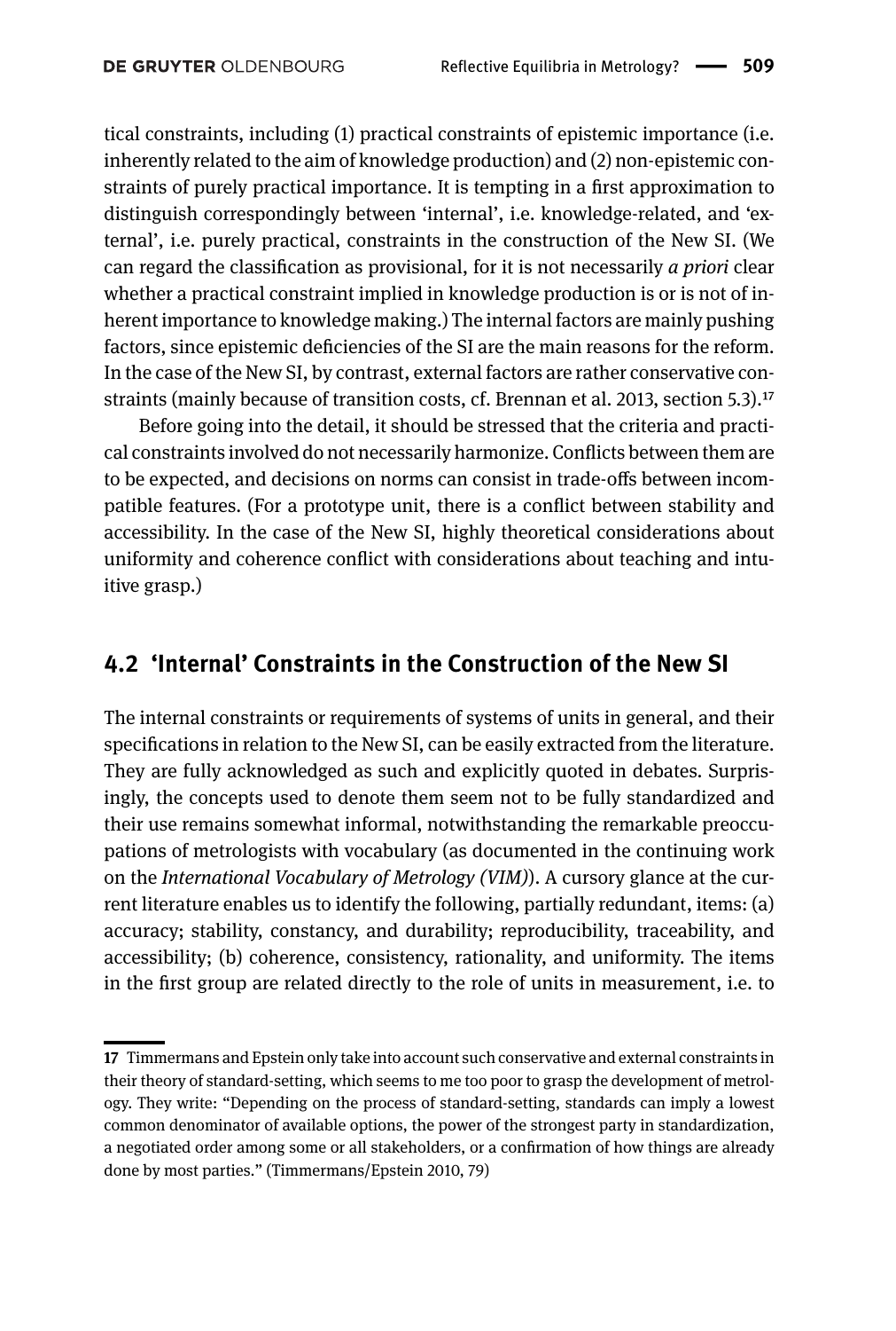tical constraints, including (1) practical constraints of epistemic importance (i.e. inherently related to the aim of knowledge production) and (2) non-epistemic constraints of purely practical importance. It is tempting in a first approximation to distinguish correspondingly between 'internal', i.e. knowledge-related, and 'external', i.e. purely practical, constraints in the construction of the New SI. (We can regard the classification as provisional, for it is not necessarily *a priori* clear whether a practical constraint implied in knowledge production is or is not of inherent importance to knowledge making.) The internal factors are mainly pushing factors, since epistemic deficiencies of the SI are the main reasons for the reform. In the case of the New SI, by contrast, external factors are rather conservative constraints (mainly because of transition costs, cf. Brennan et al. 2013, section 5.3).[17]

Before going into the detail, it should be stressed that the criteria and practical constraints involved do not necessarily harmonize. Conflicts between them are to be expected, and decisions on norms can consist in trade-offs between incompatible features. (For a prototype unit, there is a conflict between stability and accessibility. In the case of the New SI, highly theoretical considerations about uniformity and coherence conflict with considerations about teaching and intuitive grasp.)

## 4.2 'Internal' Constraints in the Construction of the New SI

The internal constraints or requirements of systems of units in general, and their specifications in relation to the New SI, can be easily extracted from the literature. They are fully acknowledged as such and explicitly quoted in debates. Surprisingly, the concepts used to denote them seem not to be fully standardized and their use remains somewhat informal, notwithstanding the remarkable preoccupations of metrologists with vocabulary (as documented in the continuing work on the *International Vocabulary of Metrology (VIM)*). A cursory glance at the current literature enables us to identify the following, partially redundant, items: (a) accuracy; stability, constancy, and durability; reproducibility, traceability, and accessibility; (b) coherence, consistency, rationality, and uniformity. The items in the first group are related directly to the role of units in measurement, i.e. to

---

17 Timmermans and Epstein only take into account such conservative and external constraints in their theory of standard-setting, which seems to me too poor to grasp the development of metrology. They write: "Depending on the process of standard-setting, standards can imply a lowest common denominator of available options, the power of the strongest party in standardization, a negotiated order among some or all stakeholders, or a confirmation of how things are already done by most parties." (Timmermans/Epstein 2010, 79)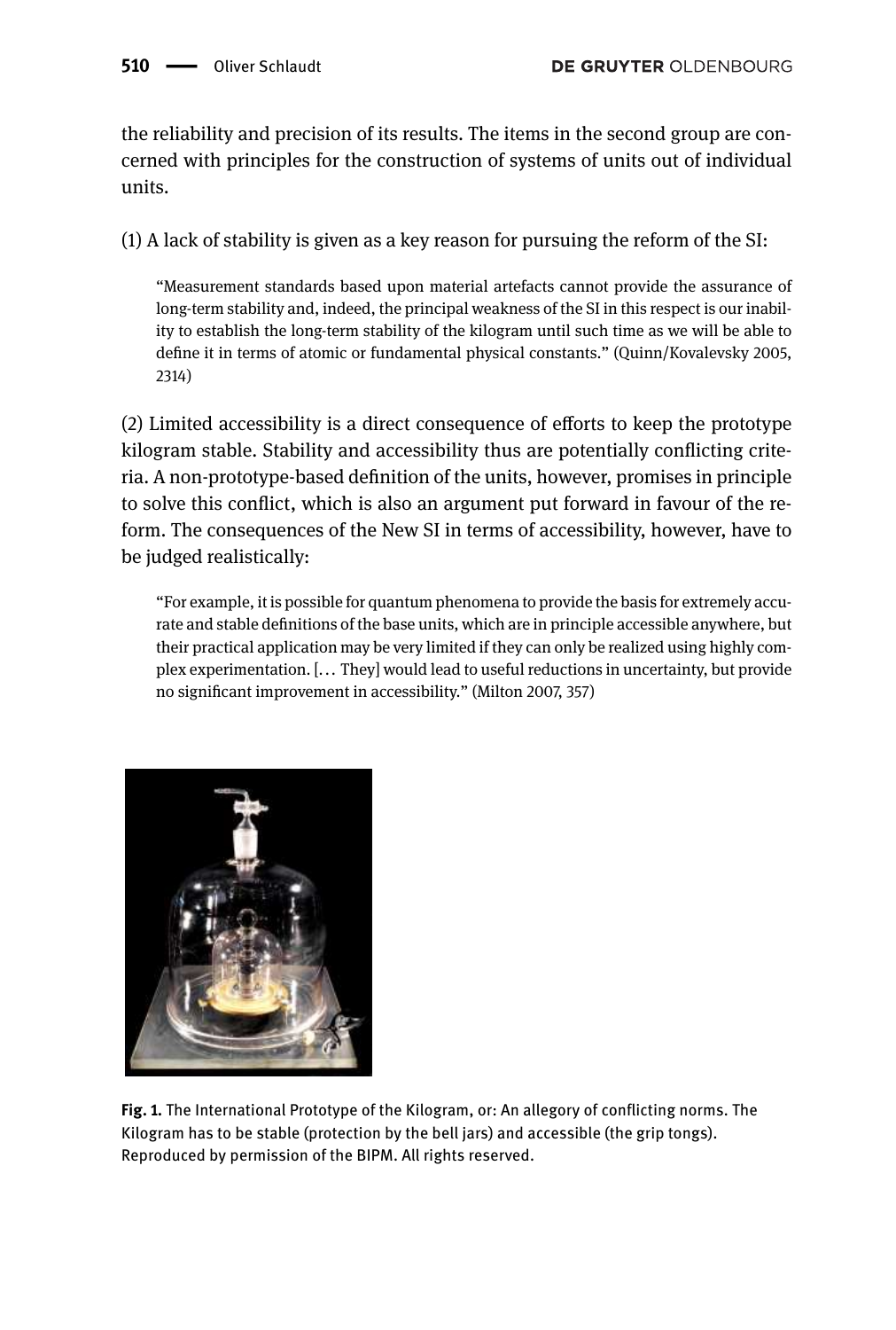the reliability and precision of its results. The items in the second group are concerned with principles for the construction of systems of units out of individual units.

(1) A lack of stability is given as a key reason for pursuing the reform of the SI:

> "Measurement standards based upon material artefacts cannot provide the assurance of long-term stability and, indeed, the principal weakness of the SI in this respect is our inability to establish the long-term stability of the kilogram until such time as we will be able to define it in terms of atomic or fundamental physical constants." (Quinn/Kovalevsky 2005, 2314)

(2) Limited accessibility is a direct consequence of efforts to keep the prototype kilogram stable. Stability and accessibility thus are potentially conflicting criteria. A non-prototype-based definition of the units, however, promises in principle to solve this conflict, which is also an argument put forward in favour of the reform. The consequences of the New SI in terms of accessibility, however, have to be judged realistically:

> "For example, it is possible for quantum phenomena to provide the basis for extremely accurate and stable definitions of the base units, which are in principle accessible anywhere, but their practical application may be very limited if they can only be realized using highly complex experimentation. [... They] would lead to useful reductions in uncertainty, but provide no significant improvement in accessibility." (Milton 2007, 357)

**Fig. 1.** The International Prototype of the Kilogram, or: An allegory of conflicting norms. The Kilogram has to be stable (protection by the bell jars) and accessible (the grip tongs). Reproduced by permission of the BIPM. All rights reserved.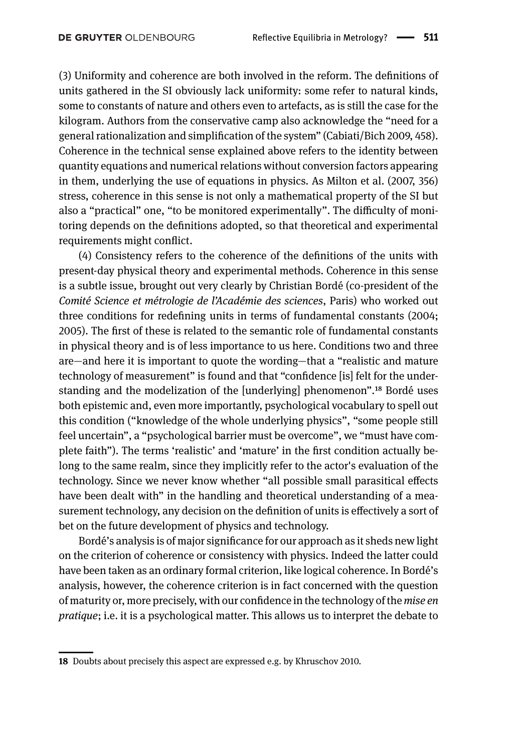(3) Uniformity and coherence are both involved in the reform. The definitions of units gathered in the SI obviously lack uniformity: some refer to natural kinds, some to constants of nature and others even to artefacts, as is still the case for the kilogram. Authors from the conservative camp also acknowledge the "need for a general rationalization and simplification of the system" (Cabiati/Bich 2009, 458). Coherence in the technical sense explained above refers to the identity between quantity equations and numerical relations without conversion factors appearing in them, underlying the use of equations in physics. As Milton et al. (2007, 356) stress, coherence in this sense is not only a mathematical property of the SI but also a "practical" one, "to be monitored experimentally". The difficulty of monitoring depends on the definitions adopted, so that theoretical and experimental requirements might conflict.

(4) Consistency refers to the coherence of the definitions of the units with present-day physical theory and experimental methods. Coherence in this sense is a subtle issue, brought out very clearly by Christian Bordé (co-president of the *Comité Science et métrologie de l'Académie des sciences*, Paris) who worked out three conditions for redefining units in terms of fundamental constants (2004; 2005). The first of these is related to the semantic role of fundamental constants in physical theory and is of less importance to us here. Conditions two and three are—and here it is important to quote the wording—that a "realistic and mature technology of measurement" is found and that "confidence [is] felt for the understanding and the modelization of the [underlying] phenomenon".[18] Bordé uses both epistemic and, even more importantly, psychological vocabulary to spell out this condition ("knowledge of the whole underlying physics", "some people still feel uncertain", a "psychological barrier must be overcome", we "must have complete faith"). The terms 'realistic' and 'mature' in the first condition actually belong to the same realm, since they implicitly refer to the actor's evaluation of the technology. Since we never know whether "all possible small parasitical effects have been dealt with" in the handling and theoretical understanding of a measurement technology, any decision on the definition of units is effectively a sort of bet on the future development of physics and technology.

Bordé's analysis is of major significance for our approach as it sheds new light on the criterion of coherence or consistency with physics. Indeed the latter could have been taken as an ordinary formal criterion, like logical coherence. In Bordé's analysis, however, the coherence criterion is in fact concerned with the question of maturity or, more precisely, with our confidence in the technology of the *mise en pratique*; i.e. it is a psychological matter. This allows us to interpret the debate to

---

**18** Doubts about precisely this aspect are expressed e.g. by Khruschov 2010.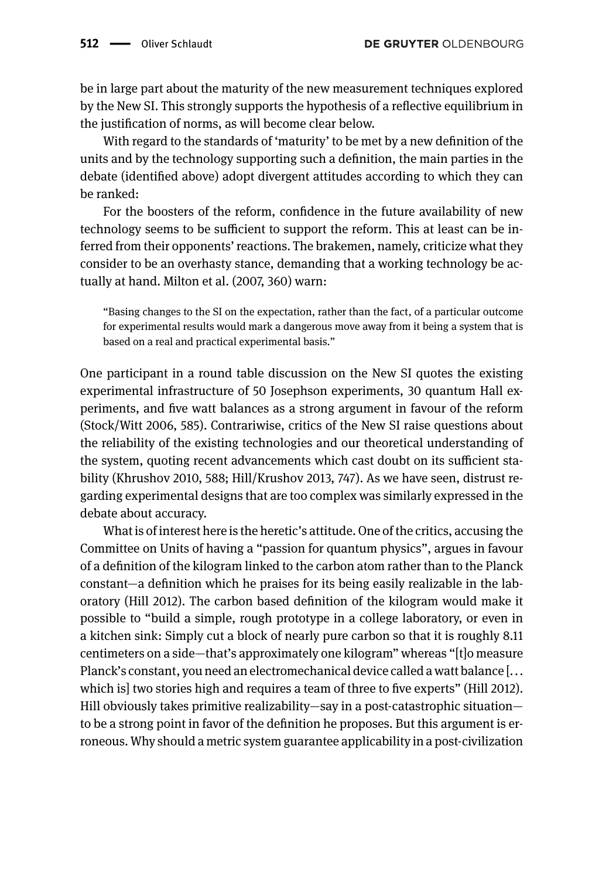be in large part about the maturity of the new measurement techniques explored by the New SI. This strongly supports the hypothesis of a reflective equilibrium in the justification of norms, as will become clear below.

With regard to the standards of 'maturity' to be met by a new definition of the units and by the technology supporting such a definition, the main parties in the debate (identified above) adopt divergent attitudes according to which they can be ranked:

For the boosters of the reform, confidence in the future availability of new technology seems to be sufficient to support the reform. This at least can be inferred from their opponents' reactions. The brakemen, namely, criticize what they consider to be an overhasty stance, demanding that a working technology be actually at hand. Milton et al. (2007, 360) warn:

> "Basing changes to the SI on the expectation, rather than the fact, of a particular outcome for experimental results would mark a dangerous move away from it being a system that is based on a real and practical experimental basis."

One participant in a round table discussion on the New SI quotes the existing experimental infrastructure of 50 Josephson experiments, 30 quantum Hall experiments, and five watt balances as a strong argument in favour of the reform (Stock/Witt 2006, 585). Contrariwise, critics of the New SI raise questions about the reliability of the existing technologies and our theoretical understanding of the system, quoting recent advancements which cast doubt on its sufficient stability (Khrushov 2010, 588; Hill/Krushov 2013, 747). As we have seen, distrust regarding experimental designs that are too complex was similarly expressed in the debate about accuracy.

What is of interest here is the heretic's attitude. One of the critics, accusing the Committee on Units of having a "passion for quantum physics", argues in favour of a definition of the kilogram linked to the carbon atom rather than to the Planck constant—a definition which he praises for its being easily realizable in the laboratory (Hill 2012). The carbon based definition of the kilogram would make it possible to "build a simple, rough prototype in a college laboratory, or even in a kitchen sink: Simply cut a block of nearly pure carbon so that it is roughly 8.11 centimeters on a side—that's approximately one kilogram" whereas "[t]o measure Planck's constant, you need an electromechanical device called a watt balance [... which is] two stories high and requires a team of three to five experts" (Hill 2012). Hill obviously takes primitive realizability—say in a post-catastrophic situation—to be a strong point in favor of the definition he proposes. But this argument is erroneous. Why should a metric system guarantee applicability in a post-civilization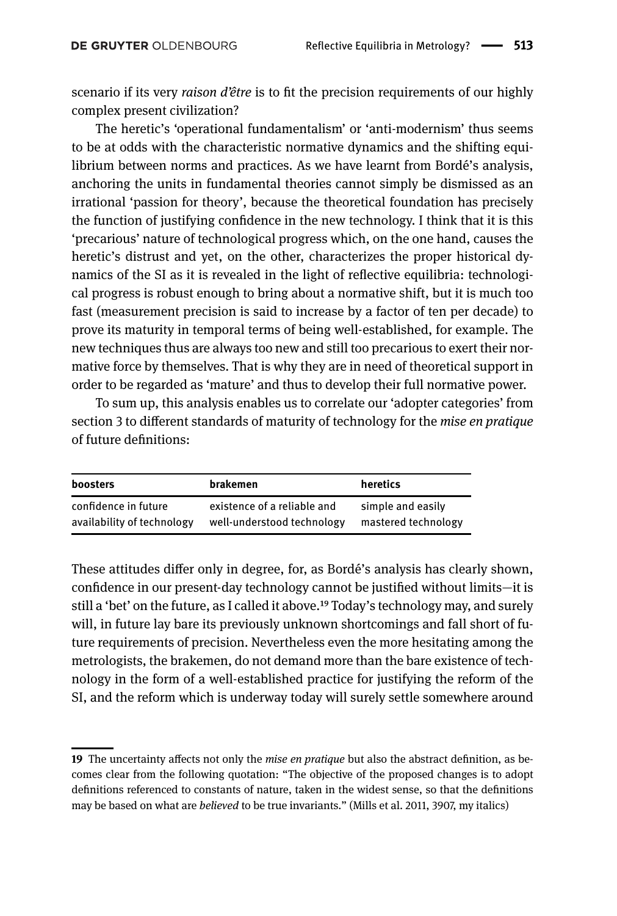scenario if its very *raison d'être* is to fit the precision requirements of our highly complex present civilization?

The heretic's 'operational fundamentalism' or 'anti-modernism' thus seems to be at odds with the characteristic normative dynamics and the shifting equilibrium between norms and practices. As we have learnt from Bordé's analysis, anchoring the units in fundamental theories cannot simply be dismissed as an irrational 'passion for theory', because the theoretical foundation has precisely the function of justifying confidence in the new technology. I think that it is this 'precarious' nature of technological progress which, on the one hand, causes the heretic's distrust and yet, on the other, characterizes the proper historical dynamics of the SI as it is revealed in the light of reflective equilibria: technological progress is robust enough to bring about a normative shift, but it is much too fast (measurement precision is said to increase by a factor of ten per decade) to prove its maturity in temporal terms of being well-established, for example. The new techniques thus are always too new and still too precarious to exert their normative force by themselves. That is why they are in need of theoretical support in order to be regarded as 'mature' and thus to develop their full normative power.

To sum up, this analysis enables us to correlate our 'adopter categories' from section 3 to different standards of maturity of technology for the *mise en pratique* of future definitions:

| boosters | brakemen | heretics |
|---|---|---|
| confidence in future availability of technology | existence of a reliable and well-understood technology | simple and easily mastered technology |

These attitudes differ only in degree, for, as Bordé's analysis has clearly shown, confidence in our present-day technology cannot be justified without limits—it is still a 'bet' on the future, as I called it above.[19] Today's technology may, and surely will, in future lay bare its previously unknown shortcomings and fall short of future requirements of precision. Nevertheless even the more hesitating among the metrologists, the brakemen, do not demand more than the bare existence of technology in the form of a well-established practice for justifying the reform of the SI, and the reform which is underway today will surely settle somewhere around

**19** The uncertainty affects not only the *mise en pratique* but also the abstract definition, as becomes clear from the following quotation: "The objective of the proposed changes is to adopt definitions referenced to constants of nature, taken in the widest sense, so that the definitions may be based on what are *believed* to be true invariants." (Mills et al. 2011, 3907, my italics)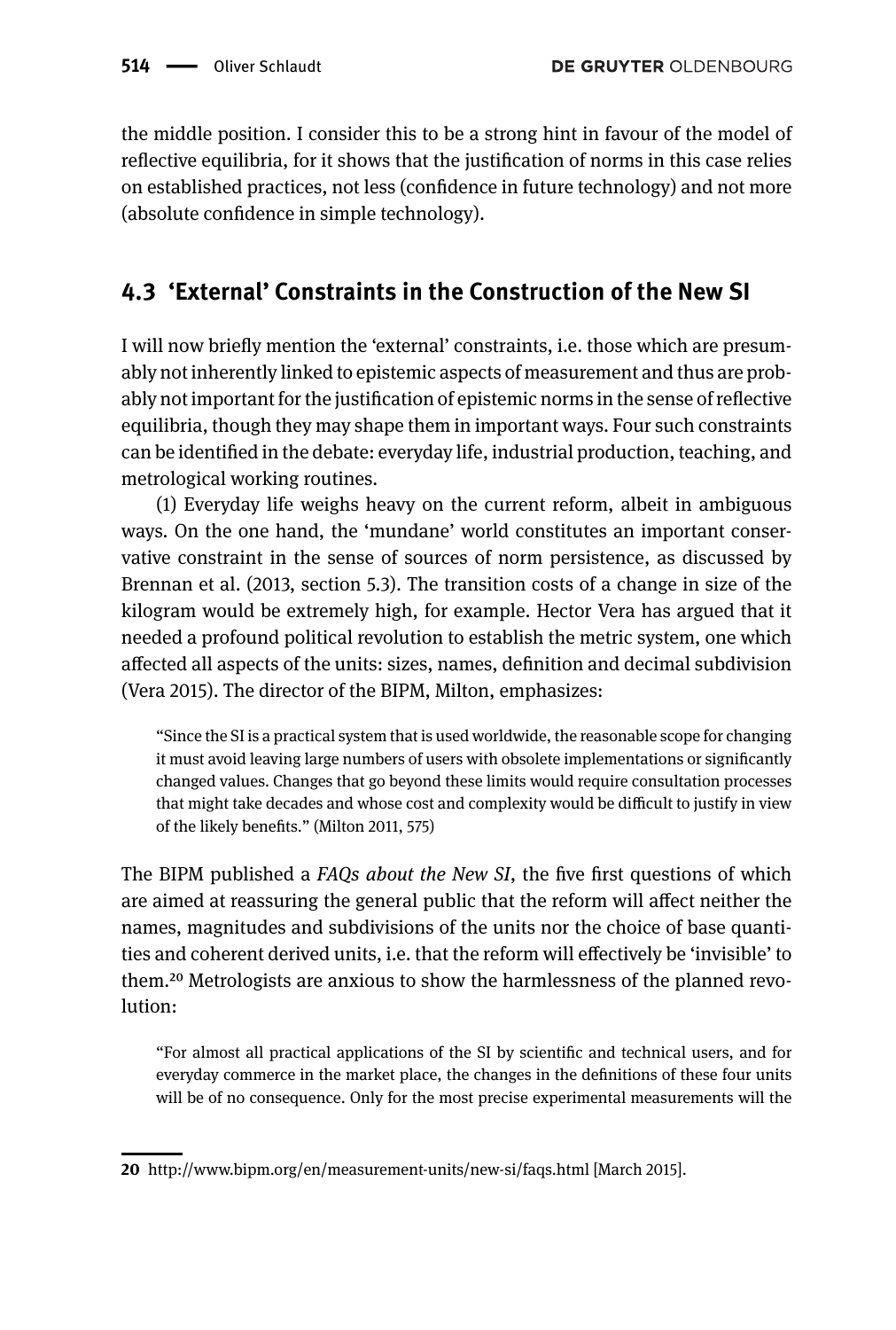the middle position. I consider this to be a strong hint in favour of the model of reflective equilibria, for it shows that the justification of norms in this case relies on established practices, not less (confidence in future technology) and not more (absolute confidence in simple technology).

## 4.3 'External' Constraints in the Construction of the New SI

I will now briefly mention the 'external' constraints, i.e. those which are presumably not inherently linked to epistemic aspects of measurement and thus are probably not important for the justification of epistemic norms in the sense of reflective equilibria, though they may shape them in important ways. Four such constraints can be identified in the debate: everyday life, industrial production, teaching, and metrological working routines.

(1) Everyday life weighs heavy on the current reform, albeit in ambiguous ways. On the one hand, the 'mundane' world constitutes an important conservative constraint in the sense of sources of norm persistence, as discussed by Brennan et al. (2013, section 5.3). The transition costs of a change in size of the kilogram would be extremely high, for example. Hector Vera has argued that it needed a profound political revolution to establish the metric system, one which affected all aspects of the units: sizes, names, definition and decimal subdivision (Vera 2015). The director of the BIPM, Milton, emphasizes:

> "Since the SI is a practical system that is used worldwide, the reasonable scope for changing it must avoid leaving large numbers of users with obsolete implementations or significantly changed values. Changes that go beyond these limits would require consultation processes that might take decades and whose cost and complexity would be difficult to justify in view of the likely benefits." (Milton 2011, 575)

The BIPM published a *FAQs about the New SI*, the five first questions of which are aimed at reassuring the general public that the reform will affect neither the names, magnitudes and subdivisions of the units nor the choice of base quantities and coherent derived units, i.e. that the reform will effectively be 'invisible' to them.[20] Metrologists are anxious to show the harmlessness of the planned revolution:

> "For almost all practical applications of the SI by scientific and technical users, and for everyday commerce in the market place, the changes in the definitions of these four units will be of no consequence. Only for the most precise experimental measurements will the

20 http://www.bipm.org/en/measurement-units/new-si/faqs.html [March 2015].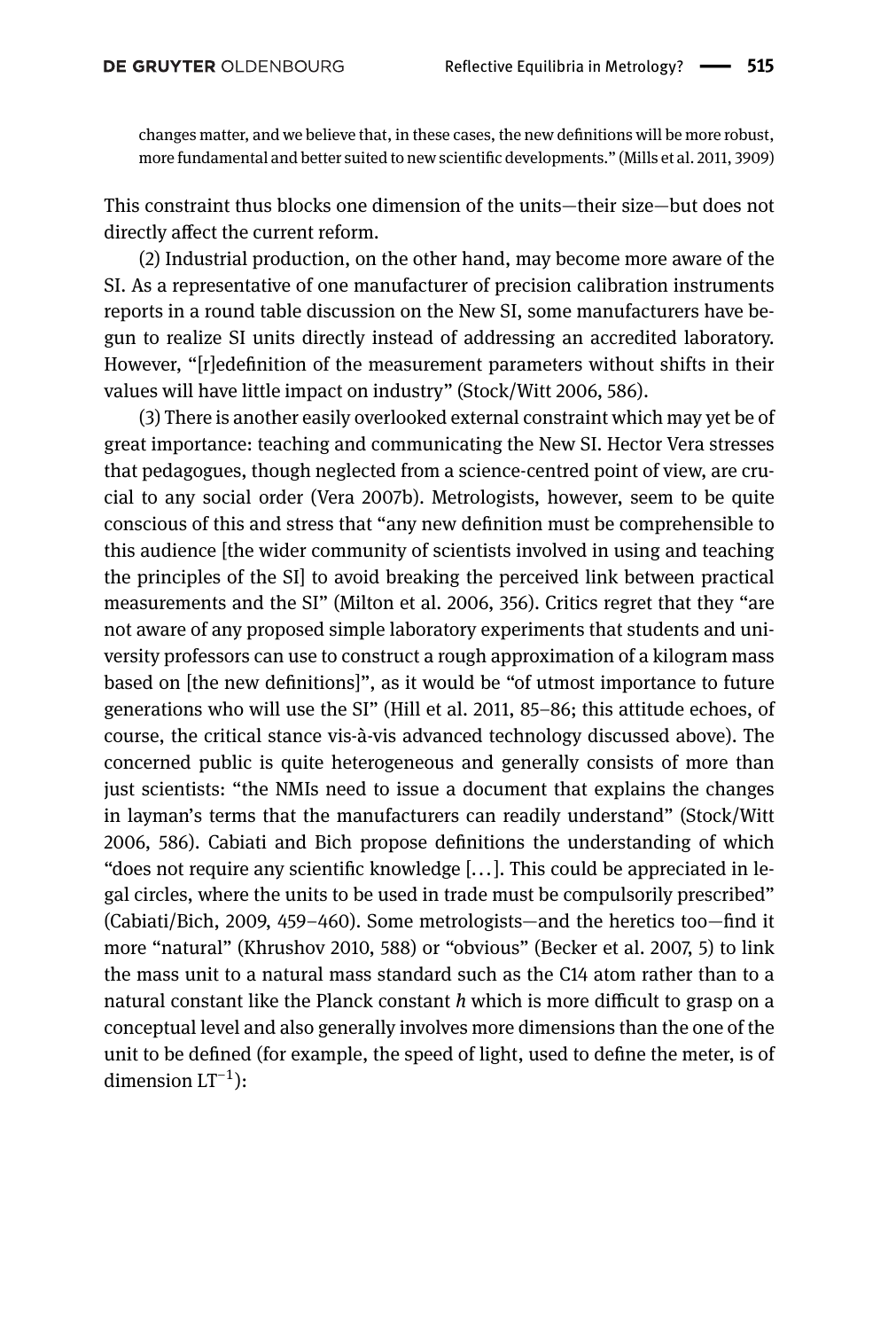changes matter, and we believe that, in these cases, the new definitions will be more robust, more fundamental and better suited to new scientific developments." (Mills et al. 2011, 3909)

This constraint thus blocks one dimension of the units—their size—but does not directly affect the current reform.

(2) Industrial production, on the other hand, may become more aware of the SI. As a representative of one manufacturer of precision calibration instruments reports in a round table discussion on the New SI, some manufacturers have begun to realize SI units directly instead of addressing an accredited laboratory. However, "[r]edefinition of the measurement parameters without shifts in their values will have little impact on industry" (Stock/Witt 2006, 586).

(3) There is another easily overlooked external constraint which may yet be of great importance: teaching and communicating the New SI. Hector Vera stresses that pedagogues, though neglected from a science-centred point of view, are crucial to any social order (Vera 2007b). Metrologists, however, seem to be quite conscious of this and stress that "any new definition must be comprehensible to this audience [the wider community of scientists involved in using and teaching the principles of the SI] to avoid breaking the perceived link between practical measurements and the SI" (Milton et al. 2006, 356). Critics regret that they "are not aware of any proposed simple laboratory experiments that students and university professors can use to construct a rough approximation of a kilogram mass based on [the new definitions]", as it would be "of utmost importance to future generations who will use the SI" (Hill et al. 2011, 85–86; this attitude echoes, of course, the critical stance vis-à-vis advanced technology discussed above). The concerned public is quite heterogeneous and generally consists of more than just scientists: "the NMIs need to issue a document that explains the changes in layman's terms that the manufacturers can readily understand" (Stock/Witt 2006, 586). Cabiati and Bich propose definitions the understanding of which "does not require any scientific knowledge [...]. This could be appreciated in legal circles, where the units to be used in trade must be compulsorily prescribed" (Cabiati/Bich, 2009, 459–460). Some metrologists—and the heretics too—find it more "natural" (Khrushov 2010, 588) or "obvious" (Becker et al. 2007, 5) to link the mass unit to a natural mass standard such as the C14 atom rather than to a natural constant like the Planck constant *h* which is more difficult to grasp on a conceptual level and also generally involves more dimensions than the one of the unit to be defined (for example, the speed of light, used to define the meter, is of dimension $LT^{-1}$):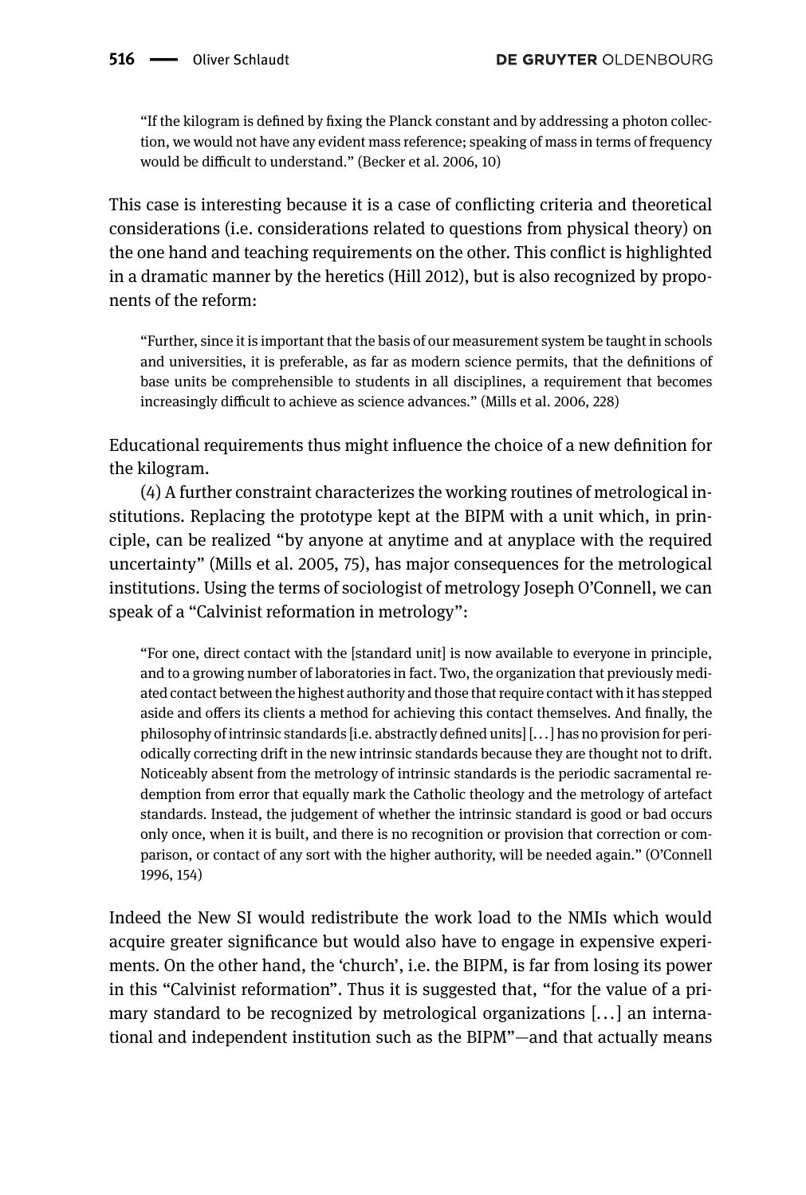> "If the kilogram is defined by fixing the Planck constant and by addressing a photon collection, we would not have any evident mass reference; speaking of mass in terms of frequency would be difficult to understand." (Becker et al. 2006, 10)

This case is interesting because it is a case of conflicting criteria and theoretical considerations (i.e. considerations related to questions from physical theory) on the one hand and teaching requirements on the other. This conflict is highlighted in a dramatic manner by the heretics (Hill 2012), but is also recognized by proponents of the reform:

> "Further, since it is important that the basis of our measurement system be taught in schools and universities, it is preferable, as far as modern science permits, that the definitions of base units be comprehensible to students in all disciplines, a requirement that becomes increasingly difficult to achieve as science advances." (Mills et al. 2006, 228)

Educational requirements thus might influence the choice of a new definition for the kilogram.

(4) A further constraint characterizes the working routines of metrological institutions. Replacing the prototype kept at the BIPM with a unit which, in principle, can be realized "by anyone at anytime and at anyplace with the required uncertainty" (Mills et al. 2005, 75), has major consequences for the metrological institutions. Using the terms of sociologist of metrology Joseph O'Connell, we can speak of a "Calvinist reformation in metrology":

> "For one, direct contact with the [standard unit] is now available to everyone in principle, and to a growing number of laboratories in fact. Two, the organization that previously mediated contact between the highest authority and those that require contact with it has stepped aside and offers its clients a method for achieving this contact themselves. And finally, the philosophy of intrinsic standards [i.e. abstractly defined units] [...] has no provision for periodically correcting drift in the new intrinsic standards because they are thought not to drift. Noticeably absent from the metrology of intrinsic standards is the periodic sacramental redemption from error that equally mark the Catholic theology and the metrology of artefact standards. Instead, the judgement of whether the intrinsic standard is good or bad occurs only once, when it is built, and there is no recognition or provision that correction or comparison, or contact of any sort with the higher authority, will be needed again." (O'Connell 1996, 154)

Indeed the New SI would redistribute the work load to the NMIs which would acquire greater significance but would also have to engage in expensive experiments. On the other hand, the 'church', i.e. the BIPM, is far from losing its power in this "Calvinist reformation". Thus it is suggested that, "for the value of a primary standard to be recognized by metrological organizations [...] an international and independent institution such as the BIPM"—and that actually means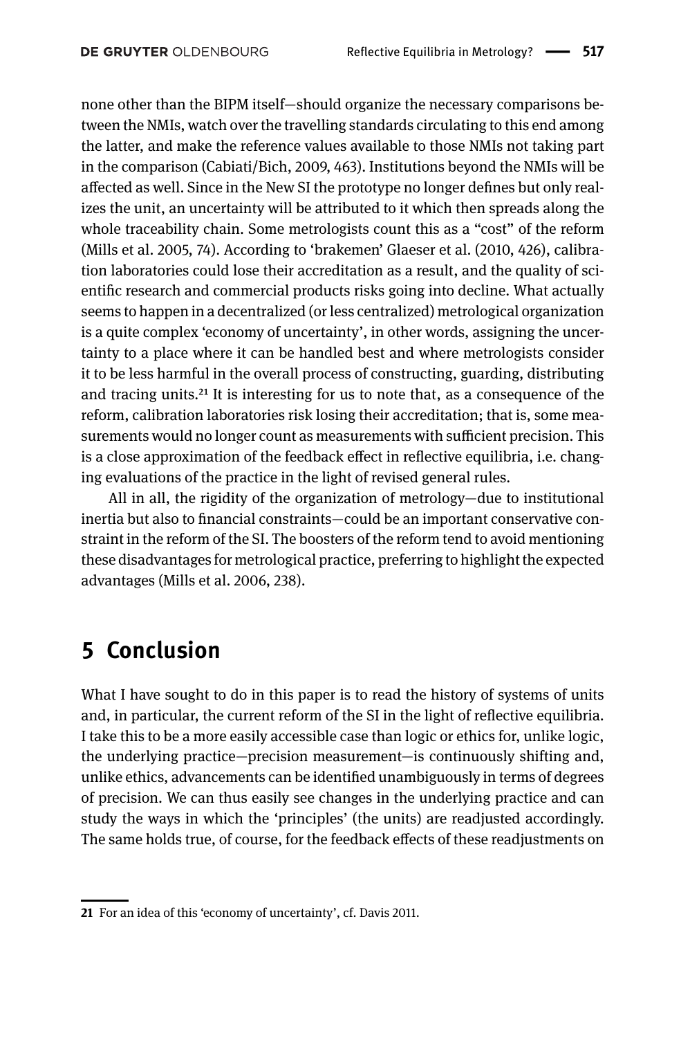none other than the BIPM itself—should organize the necessary comparisons between the NMIs, watch over the travelling standards circulating to this end among the latter, and make the reference values available to those NMIs not taking part in the comparison (Cabiati/Bich, 2009, 463). Institutions beyond the NMIs will be affected as well. Since in the New SI the prototype no longer defines but only realizes the unit, an uncertainty will be attributed to it which then spreads along the whole traceability chain. Some metrologists count this as a "cost" of the reform (Mills et al. 2005, 74). According to 'brakemen' Glaeser et al. (2010, 426), calibration laboratories could lose their accreditation as a result, and the quality of scientific research and commercial products risks going into decline. What actually seems to happen in a decentralized (or less centralized) metrological organization is a quite complex 'economy of uncertainty', in other words, assigning the uncertainty to a place where it can be handled best and where metrologists consider it to be less harmful in the overall process of constructing, guarding, distributing and tracing units.[21] It is interesting for us to note that, as a consequence of the reform, calibration laboratories risk losing their accreditation; that is, some measurements would no longer count as measurements with sufficient precision. This is a close approximation of the feedback effect in reflective equilibria, i.e. changing evaluations of the practice in the light of revised general rules.

All in all, the rigidity of the organization of metrology—due to institutional inertia but also to financial constraints—could be an important conservative constraint in the reform of the SI. The boosters of the reform tend to avoid mentioning these disadvantages for metrological practice, preferring to highlight the expected advantages (Mills et al. 2006, 238).

## 5 Conclusion

What I have sought to do in this paper is to read the history of systems of units and, in particular, the current reform of the SI in the light of reflective equilibria. I take this to be a more easily accessible case than logic or ethics for, unlike logic, the underlying practice—precision measurement—is continuously shifting and, unlike ethics, advancements can be identified unambiguously in terms of degrees of precision. We can thus easily see changes in the underlying practice and can study the ways in which the 'principles' (the units) are readjusted accordingly. The same holds true, of course, for the feedback effects of these readjustments on

---

21 For an idea of this 'economy of uncertainty', cf. Davis 2011.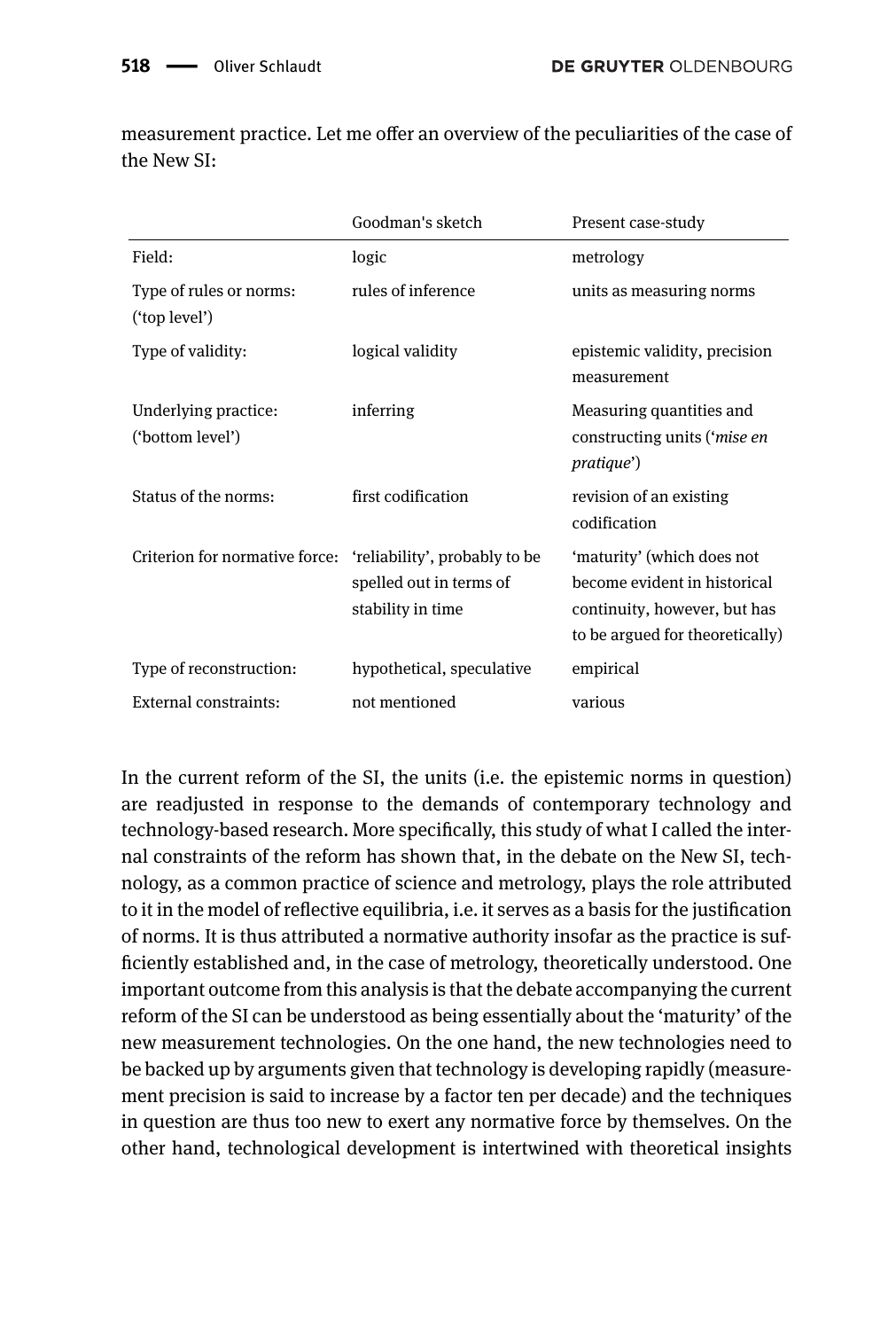measurement practice. Let me offer an overview of the peculiarities of the case of the New SI:

| | Goodman's sketch | Present case-study |
|---|---|---|
| Field: | logic | metrology |
| Type of rules or norms: ('top level') | rules of inference | units as measuring norms |
| Type of validity: | logical validity | epistemic validity, precision measurement |
| Underlying practice: ('bottom level') | inferring | Measuring quantities and constructing units ('*mise en pratique*') |
| Status of the norms: | first codification | revision of an existing codification |
| Criterion for normative force: | 'reliability', probably to be spelled out in terms of stability in time | 'maturity' (which does not become evident in historical continuity, however, but has to be argued for theoretically) |
| Type of reconstruction: | hypothetical, speculative | empirical |
| External constraints: | not mentioned | various |

In the current reform of the SI, the units (i.e. the epistemic norms in question) are readjusted in response to the demands of contemporary technology and technology-based research. More specifically, this study of what I called the internal constraints of the reform has shown that, in the debate on the New SI, technology, as a common practice of science and metrology, plays the role attributed to it in the model of reflective equilibria, i.e. it serves as a basis for the justification of norms. It is thus attributed a normative authority insofar as the practice is sufficiently established and, in the case of metrology, theoretically understood. One important outcome from this analysis is that the debate accompanying the current reform of the SI can be understood as being essentially about the 'maturity' of the new measurement technologies. On the one hand, the new technologies need to be backed up by arguments given that technology is developing rapidly (measurement precision is said to increase by a factor ten per decade) and the techniques in question are thus too new to exert any normative force by themselves. On the other hand, technological development is intertwined with theoretical insights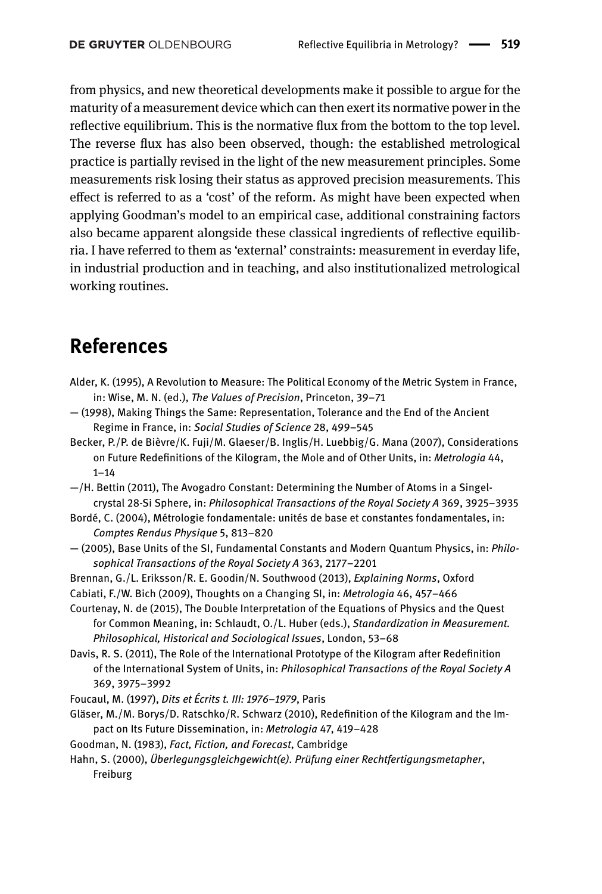from physics, and new theoretical developments make it possible to argue for the maturity of a measurement device which can then exert its normative power in the reflective equilibrium. This is the normative flux from the bottom to the top level. The reverse flux has also been observed, though: the established metrological practice is partially revised in the light of the new measurement principles. Some measurements risk losing their status as approved precision measurements. This effect is referred to as a 'cost' of the reform. As might have been expected when applying Goodman's model to an empirical case, additional constraining factors also became apparent alongside these classical ingredients of reflective equilibria. I have referred to them as 'external' constraints: measurement in everday life, in industrial production and in teaching, and also institutionalized metrological working routines.

# References

Alder, K. (1995), A Revolution to Measure: The Political Economy of the Metric System in France, in: Wise, M. N. (ed.), *The Values of Precision*, Princeton, 39–71

— (1998), Making Things the Same: Representation, Tolerance and the End of the Ancient Regime in France, in: *Social Studies of Science* 28, 499–545

Becker, P./P. de Bièvre/K. Fuji/M. Glaeser/B. Inglis/H. Luebbig/G. Mana (2007), Considerations on Future Redefinitions of the Kilogram, the Mole and of Other Units, in: *Metrologia* 44, 1–14

—/H. Bettin (2011), The Avogadro Constant: Determining the Number of Atoms in a Singel-crystal 28-Si Sphere, in: *Philosophical Transactions of the Royal Society A* 369, 3925–3935

Bordé, C. (2004), Métrologie fondamentale: unités de base et constantes fondamentales, in: *Comptes Rendus Physique* 5, 813–820

— (2005), Base Units of the SI, Fundamental Constants and Modern Quantum Physics, in: *Philosophical Transactions of the Royal Society A* 363, 2177–2201

Brennan, G./L. Eriksson/R. E. Goodin/N. Southwood (2013), *Explaining Norms*, Oxford

Cabiati, F./W. Bich (2009), Thoughts on a Changing SI, in: *Metrologia* 46, 457–466

Courtenay, N. de (2015), The Double Interpretation of the Equations of Physics and the Quest for Common Meaning, in: Schlaudt, O./L. Huber (eds.), *Standardization in Measurement. Philosophical, Historical and Sociological Issues*, London, 53–68

Davis, R. S. (2011), The Role of the International Prototype of the Kilogram after Redefinition of the International System of Units, in: *Philosophical Transactions of the Royal Society A* 369, 3975–3992

Foucaul, M. (1997), *Dits et Écrits t. III: 1976–1979*, Paris

Gläser, M./M. Borys/D. Ratschko/R. Schwarz (2010), Redefinition of the Kilogram and the Impact on Its Future Dissemination, in: *Metrologia* 47, 419–428

Goodman, N. (1983), *Fact, Fiction, and Forecast*, Cambridge

Hahn, S. (2000), *Überlegungsgleichgewicht(e). Prüfung einer Rechtfertigungsmetapher*, Freiburg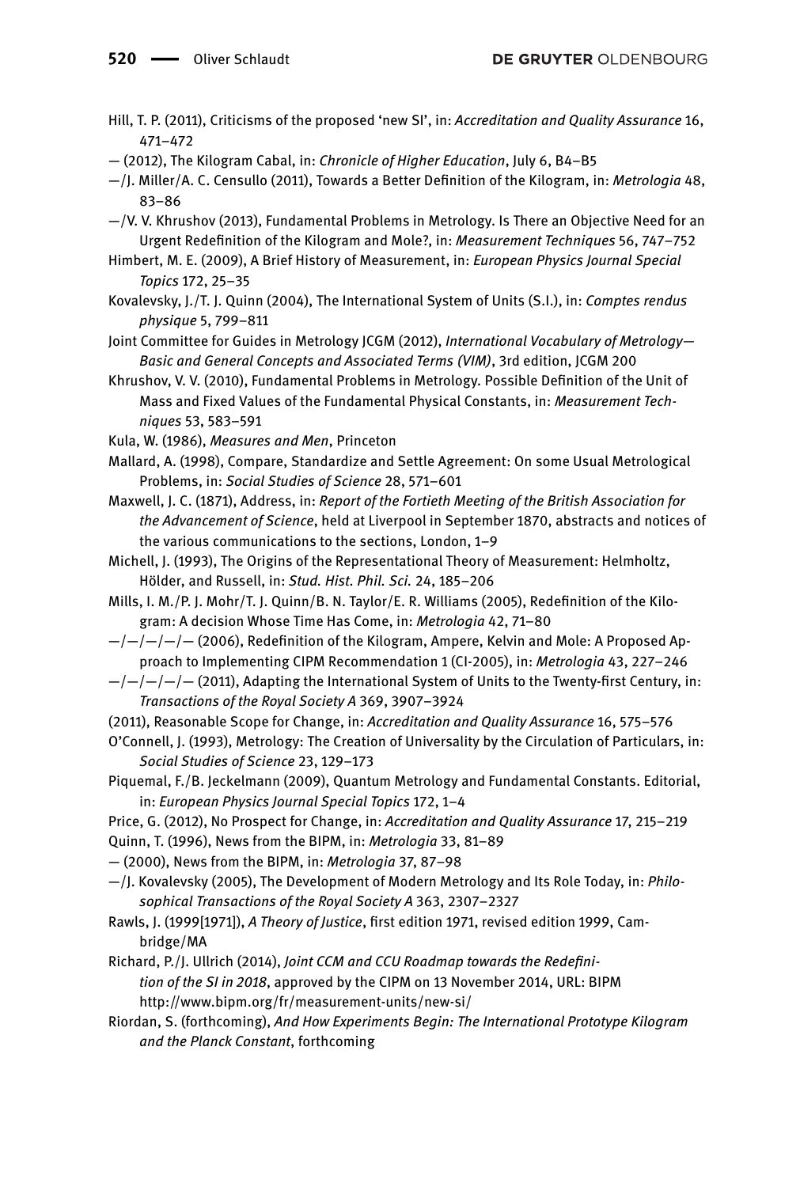Hill, T. P. (2011), Criticisms of the proposed 'new SI', in: *Accreditation and Quality Assurance* 16, 471–472

— (2012), The Kilogram Cabal, in: *Chronicle of Higher Education*, July 6, B4–B5

—/J. Miller/A. C. Censullo (2011), Towards a Better Definition of the Kilogram, in: *Metrologia* 48, 83–86

—/V. V. Khrushov (2013), Fundamental Problems in Metrology. Is There an Objective Need for an Urgent Redefinition of the Kilogram and Mole?, in: *Measurement Techniques* 56, 747–752

Himbert, M. E. (2009), A Brief History of Measurement, in: *European Physics Journal Special Topics* 172, 25–35

Kovalevsky, J./T. J. Quinn (2004), The International System of Units (S.I.), in: *Comptes rendus physique* 5, 799–811

Joint Committee for Guides in Metrology JCGM (2012), *International Vocabulary of Metrology—Basic and General Concepts and Associated Terms (VIM)*, 3rd edition, JCGM 200

Khrushov, V. V. (2010), Fundamental Problems in Metrology. Possible Definition of the Unit of Mass and Fixed Values of the Fundamental Physical Constants, in: *Measurement Techniques* 53, 583–591

Kula, W. (1986), *Measures and Men*, Princeton

Mallard, A. (1998), Compare, Standardize and Settle Agreement: On some Usual Metrological Problems, in: *Social Studies of Science* 28, 571–601

Maxwell, J. C. (1871), Address, in: *Report of the Fortieth Meeting of the British Association for the Advancement of Science*, held at Liverpool in September 1870, abstracts and notices of the various communications to the sections, London, 1–9

Michell, J. (1993), The Origins of the Representational Theory of Measurement: Helmholtz, Hölder, and Russell, in: *Stud. Hist. Phil. Sci.* 24, 185–206

Mills, I. M./P. J. Mohr/T. J. Quinn/B. N. Taylor/E. R. Williams (2005), Redefinition of the Kilogram: A decision Whose Time Has Come, in: *Metrologia* 42, 71–80

—/—/—/—/— (2006), Redefinition of the Kilogram, Ampere, Kelvin and Mole: A Proposed Approach to Implementing CIPM Recommendation 1 (CI-2005), in: *Metrologia* 43, 227–246

—/—/—/—/— (2011), Adapting the International System of Units to the Twenty-first Century, in: *Transactions of the Royal Society A* 369, 3907–3924

(2011), Reasonable Scope for Change, in: *Accreditation and Quality Assurance* 16, 575–576

O'Connell, J. (1993), Metrology: The Creation of Universality by the Circulation of Particulars, in: *Social Studies of Science* 23, 129–173

Piquemal, F./B. Jeckelmann (2009), Quantum Metrology and Fundamental Constants. Editorial, in: *European Physics Journal Special Topics* 172, 1–4

Price, G. (2012), No Prospect for Change, in: *Accreditation and Quality Assurance* 17, 215–219

Quinn, T. (1996), News from the BIPM, in: *Metrologia* 33, 81–89

— (2000), News from the BIPM, in: *Metrologia* 37, 87–98

—/J. Kovalevsky (2005), The Development of Modern Metrology and Its Role Today, in: *Philosophical Transactions of the Royal Society A* 363, 2307–2327

Rawls, J. (1999[1971]), *A Theory of Justice*, first edition 1971, revised edition 1999, Cambridge/MA

Richard, P./J. Ullrich (2014), *Joint CCM and CCU Roadmap towards the Redefinition of the SI in 2018*, approved by the CIPM on 13 November 2014, URL: BIPM http://www.bipm.org/fr/measurement-units/new-si/

Riordan, S. (forthcoming), *And How Experiments Begin: The International Prototype Kilogram and the Planck Constant*, forthcoming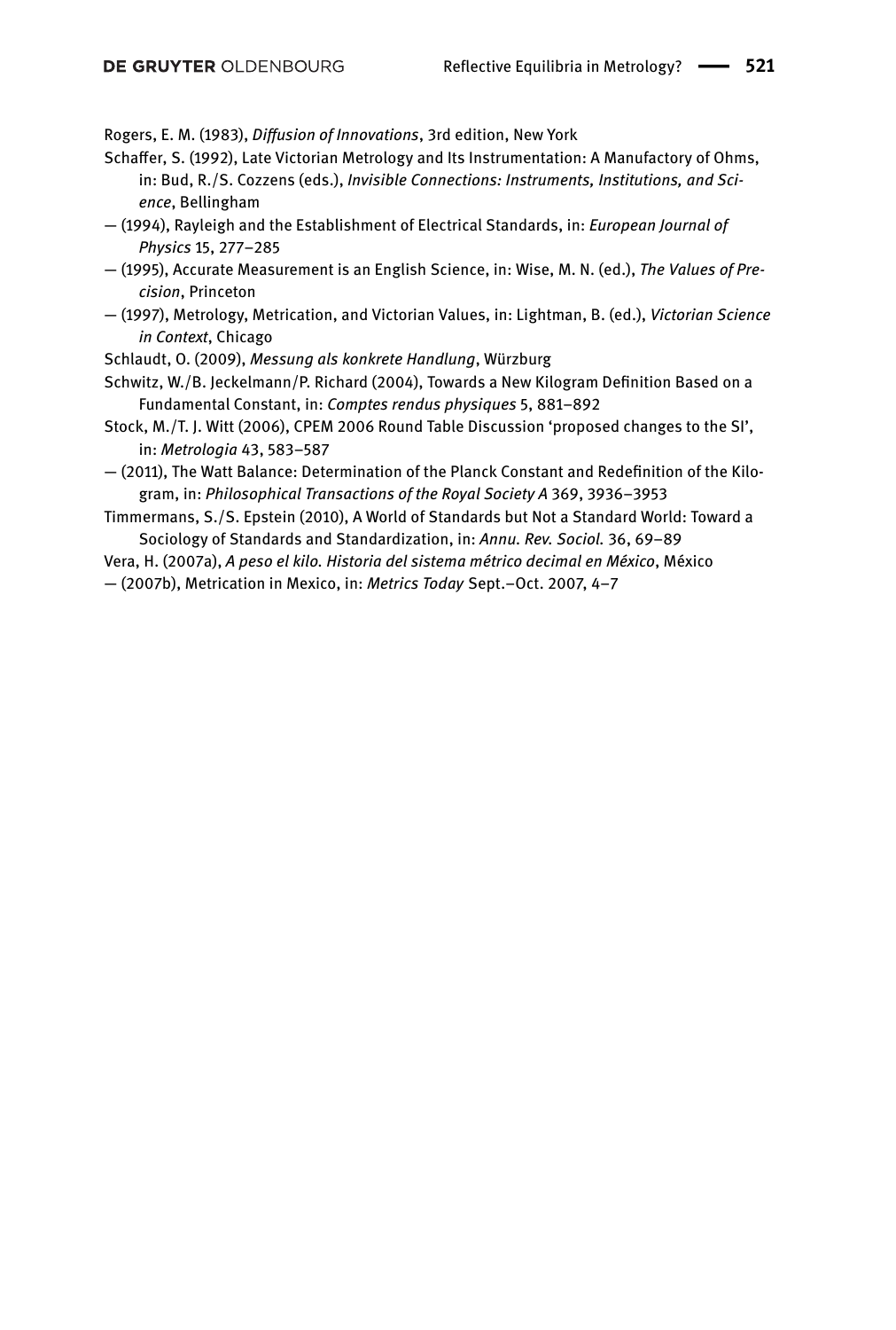Rogers, E. M. (1983), *Diffusion of Innovations*, 3rd edition, New York

Schaffer, S. (1992), Late Victorian Metrology and Its Instrumentation: A Manufactory of Ohms, in: Bud, R./S. Cozzens (eds.), *Invisible Connections: Instruments, Institutions, and Science*, Bellingham

— (1994), Rayleigh and the Establishment of Electrical Standards, in: *European Journal of Physics* 15, 277–285

— (1995), Accurate Measurement is an English Science, in: Wise, M. N. (ed.), *The Values of Precision*, Princeton

— (1997), Metrology, Metrication, and Victorian Values, in: Lightman, B. (ed.), *Victorian Science in Context*, Chicago

Schlaudt, O. (2009), *Messung als konkrete Handlung*, Würzburg

Schwitz, W./B. Jeckelmann/P. Richard (2004), Towards a New Kilogram Definition Based on a Fundamental Constant, in: *Comptes rendus physiques* 5, 881–892

Stock, M./T. J. Witt (2006), CPEM 2006 Round Table Discussion 'proposed changes to the SI', in: *Metrologia* 43, 583–587

— (2011), The Watt Balance: Determination of the Planck Constant and Redefinition of the Kilogram, in: *Philosophical Transactions of the Royal Society A* 369, 3936–3953

Timmermans, S./S. Epstein (2010), A World of Standards but Not a Standard World: Toward a Sociology of Standards and Standardization, in: *Annu. Rev. Sociol.* 36, 69–89

Vera, H. (2007a), *A peso el kilo. Historia del sistema métrico decimal en México*, México

— (2007b), Metrication in Mexico, in: *Metrics Today* Sept.–Oct. 2007, 4–7